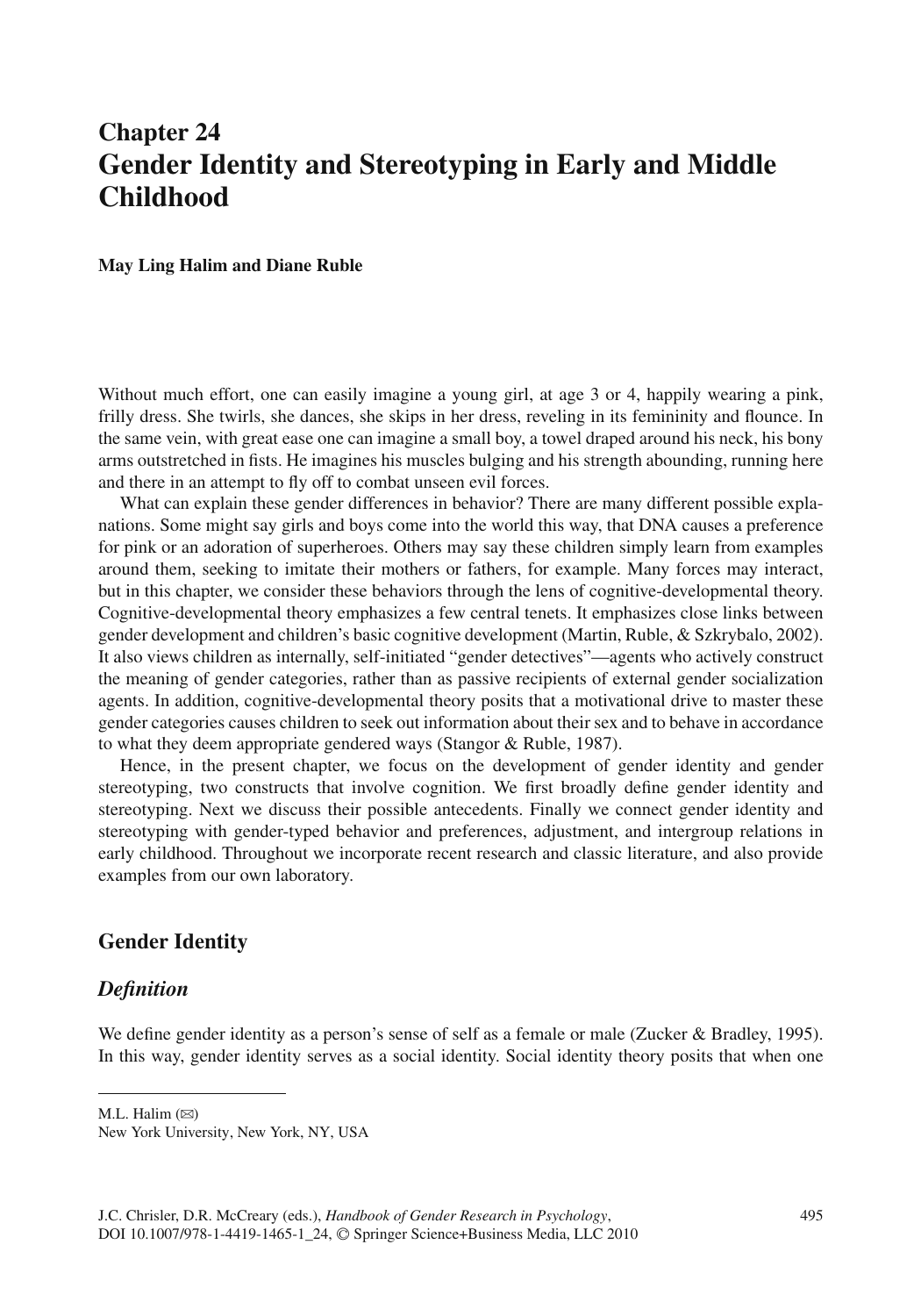# Chapter 24
# Gender Identity and Stereotyping in Early and Middle Childhood

**May Ling Halim and Diane Ruble**

Without much effort, one can easily imagine a young girl, at age 3 or 4, happily wearing a pink, frilly dress. She twirls, she dances, she skips in her dress, reveling in its femininity and flounce. In the same vein, with great ease one can imagine a small boy, a towel draped around his neck, his bony arms outstretched in fists. He imagines his muscles bulging and his strength abounding, running here and there in an attempt to fly off to combat unseen evil forces.

What can explain these gender differences in behavior? There are many different possible explanations. Some might say girls and boys come into the world this way, that DNA causes a preference for pink or an adoration of superheroes. Others may say these children simply learn from examples around them, seeking to imitate their mothers or fathers, for example. Many forces may interact, but in this chapter, we consider these behaviors through the lens of cognitive-developmental theory. Cognitive-developmental theory emphasizes a few central tenets. It emphasizes close links between gender development and children's basic cognitive development (Martin, Ruble, & Szkrybalo, 2002). It also views children as internally, self-initiated "gender detectives"—agents who actively construct the meaning of gender categories, rather than as passive recipients of external gender socialization agents. In addition, cognitive-developmental theory posits that a motivational drive to master these gender categories causes children to seek out information about their sex and to behave in accordance to what they deem appropriate gendered ways (Stangor & Ruble, 1987).

Hence, in the present chapter, we focus on the development of gender identity and gender stereotyping, two constructs that involve cognition. We first broadly define gender identity and stereotyping. Next we discuss their possible antecedents. Finally we connect gender identity and stereotyping with gender-typed behavior and preferences, adjustment, and intergroup relations in early childhood. Throughout we incorporate recent research and classic literature, and also provide examples from our own laboratory.

## Gender Identity

### *Definition*

We define gender identity as a person's sense of self as a female or male (Zucker & Bradley, 1995). In this way, gender identity serves as a social identity. Social identity theory posits that when one

---

M.L. Halim (✉)
New York University, New York, NY, USA

J.C. Chrisler, D.R. McCreary (eds.), *Handbook of Gender Research in Psychology*,
DOI 10.1007/978-1-4419-1465-1_24, © Springer Science+Business Media, LLC 2010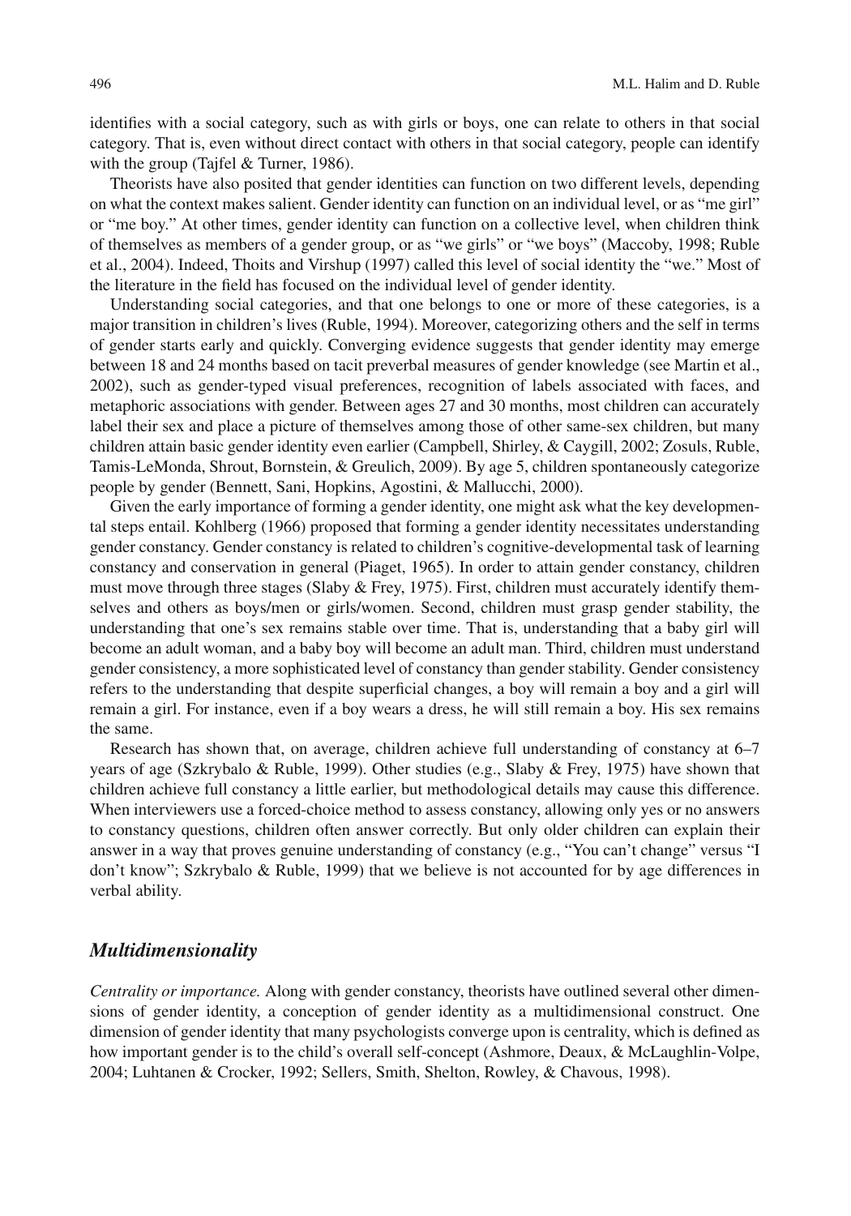identifies with a social category, such as with girls or boys, one can relate to others in that social category. That is, even without direct contact with others in that social category, people can identify with the group (Tajfel & Turner, 1986).

Theorists have also posited that gender identities can function on two different levels, depending on what the context makes salient. Gender identity can function on an individual level, or as "me girl" or "me boy." At other times, gender identity can function on a collective level, when children think of themselves as members of a gender group, or as "we girls" or "we boys" (Maccoby, 1998; Ruble et al., 2004). Indeed, Thoits and Virshup (1997) called this level of social identity the "we." Most of the literature in the field has focused on the individual level of gender identity.

Understanding social categories, and that one belongs to one or more of these categories, is a major transition in children's lives (Ruble, 1994). Moreover, categorizing others and the self in terms of gender starts early and quickly. Converging evidence suggests that gender identity may emerge between 18 and 24 months based on tacit preverbal measures of gender knowledge (see Martin et al., 2002), such as gender-typed visual preferences, recognition of labels associated with faces, and metaphoric associations with gender. Between ages 27 and 30 months, most children can accurately label their sex and place a picture of themselves among those of other same-sex children, but many children attain basic gender identity even earlier (Campbell, Shirley, & Caygill, 2002; Zosuls, Ruble, Tamis-LeMonda, Shrout, Bornstein, & Greulich, 2009). By age 5, children spontaneously categorize people by gender (Bennett, Sani, Hopkins, Agostini, & Mallucchi, 2000).

Given the early importance of forming a gender identity, one might ask what the key developmental steps entail. Kohlberg (1966) proposed that forming a gender identity necessitates understanding gender constancy. Gender constancy is related to children's cognitive-developmental task of learning constancy and conservation in general (Piaget, 1965). In order to attain gender constancy, children must move through three stages (Slaby & Frey, 1975). First, children must accurately identify themselves and others as boys/men or girls/women. Second, children must grasp gender stability, the understanding that one's sex remains stable over time. That is, understanding that a baby girl will become an adult woman, and a baby boy will become an adult man. Third, children must understand gender consistency, a more sophisticated level of constancy than gender stability. Gender consistency refers to the understanding that despite superficial changes, a boy will remain a boy and a girl will remain a girl. For instance, even if a boy wears a dress, he will still remain a boy. His sex remains the same.

Research has shown that, on average, children achieve full understanding of constancy at 6–7 years of age (Szkrybalo & Ruble, 1999). Other studies (e.g., Slaby & Frey, 1975) have shown that children achieve full constancy a little earlier, but methodological details may cause this difference. When interviewers use a forced-choice method to assess constancy, allowing only yes or no answers to constancy questions, children often answer correctly. But only older children can explain their answer in a way that proves genuine understanding of constancy (e.g., "You can't change" versus "I don't know"; Szkrybalo & Ruble, 1999) that we believe is not accounted for by age differences in verbal ability.

### *Multidimensionality*

*Centrality or importance.* Along with gender constancy, theorists have outlined several other dimensions of gender identity, a conception of gender identity as a multidimensional construct. One dimension of gender identity that many psychologists converge upon is centrality, which is defined as how important gender is to the child's overall self-concept (Ashmore, Deaux, & McLaughlin-Volpe, 2004; Luhtanen & Crocker, 1992; Sellers, Smith, Shelton, Rowley, & Chavous, 1998).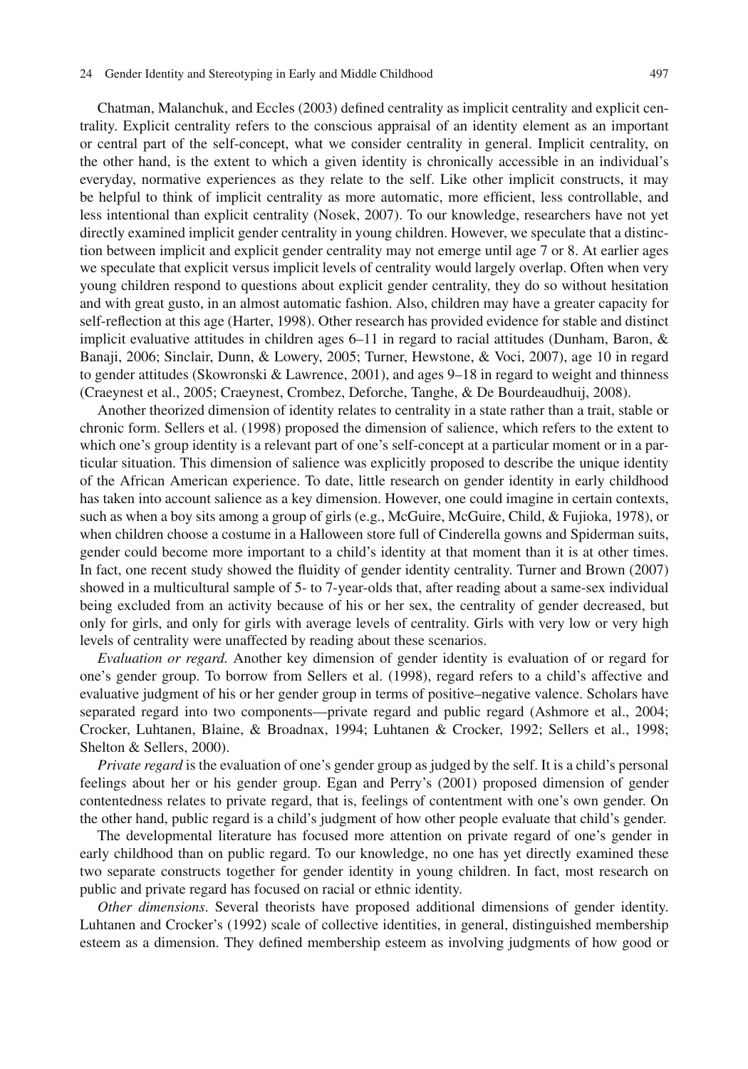Chatman, Malanchuk, and Eccles (2003) defined centrality as implicit centrality and explicit centrality. Explicit centrality refers to the conscious appraisal of an identity element as an important or central part of the self-concept, what we consider centrality in general. Implicit centrality, on the other hand, is the extent to which a given identity is chronically accessible in an individual's everyday, normative experiences as they relate to the self. Like other implicit constructs, it may be helpful to think of implicit centrality as more automatic, more efficient, less controllable, and less intentional than explicit centrality (Nosek, 2007). To our knowledge, researchers have not yet directly examined implicit gender centrality in young children. However, we speculate that a distinction between implicit and explicit gender centrality may not emerge until age 7 or 8. At earlier ages we speculate that explicit versus implicit levels of centrality would largely overlap. Often when very young children respond to questions about explicit gender centrality, they do so without hesitation and with great gusto, in an almost automatic fashion. Also, children may have a greater capacity for self-reflection at this age (Harter, 1998). Other research has provided evidence for stable and distinct implicit evaluative attitudes in children ages 6–11 in regard to racial attitudes (Dunham, Baron, & Banaji, 2006; Sinclair, Dunn, & Lowery, 2005; Turner, Hewstone, & Voci, 2007), age 10 in regard to gender attitudes (Skowronski & Lawrence, 2001), and ages 9–18 in regard to weight and thinness (Craeynest et al., 2005; Craeynest, Crombez, Deforche, Tanghe, & De Bourdeaudhuij, 2008).

Another theorized dimension of identity relates to centrality in a state rather than a trait, stable or chronic form. Sellers et al. (1998) proposed the dimension of salience, which refers to the extent to which one's group identity is a relevant part of one's self-concept at a particular moment or in a particular situation. This dimension of salience was explicitly proposed to describe the unique identity of the African American experience. To date, little research on gender identity in early childhood has taken into account salience as a key dimension. However, one could imagine in certain contexts, such as when a boy sits among a group of girls (e.g., McGuire, McGuire, Child, & Fujioka, 1978), or when children choose a costume in a Halloween store full of Cinderella gowns and Spiderman suits, gender could become more important to a child's identity at that moment than it is at other times. In fact, one recent study showed the fluidity of gender identity centrality. Turner and Brown (2007) showed in a multicultural sample of 5- to 7-year-olds that, after reading about a same-sex individual being excluded from an activity because of his or her sex, the centrality of gender decreased, but only for girls, and only for girls with average levels of centrality. Girls with very low or very high levels of centrality were unaffected by reading about these scenarios.

*Evaluation or regard.* Another key dimension of gender identity is evaluation of or regard for one's gender group. To borrow from Sellers et al. (1998), regard refers to a child's affective and evaluative judgment of his or her gender group in terms of positive–negative valence. Scholars have separated regard into two components—private regard and public regard (Ashmore et al., 2004; Crocker, Luhtanen, Blaine, & Broadnax, 1994; Luhtanen & Crocker, 1992; Sellers et al., 1998; Shelton & Sellers, 2000).

*Private regard* is the evaluation of one's gender group as judged by the self. It is a child's personal feelings about her or his gender group. Egan and Perry's (2001) proposed dimension of gender contentedness relates to private regard, that is, feelings of contentment with one's own gender. On the other hand, public regard is a child's judgment of how other people evaluate that child's gender.

The developmental literature has focused more attention on private regard of one's gender in early childhood than on public regard. To our knowledge, no one has yet directly examined these two separate constructs together for gender identity in young children. In fact, most research on public and private regard has focused on racial or ethnic identity.

*Other dimensions*. Several theorists have proposed additional dimensions of gender identity. Luhtanen and Crocker's (1992) scale of collective identities, in general, distinguished membership esteem as a dimension. They defined membership esteem as involving judgments of how good or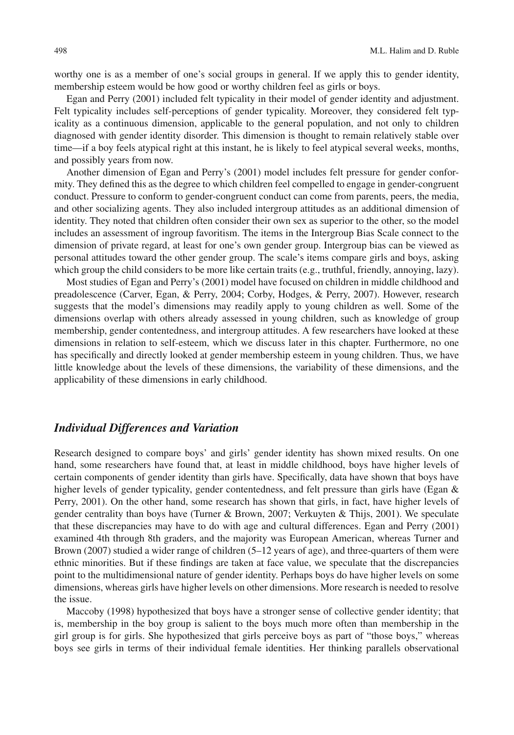worthy one is as a member of one's social groups in general. If we apply this to gender identity, membership esteem would be how good or worthy children feel as girls or boys.

Egan and Perry (2001) included felt typicality in their model of gender identity and adjustment. Felt typicality includes self-perceptions of gender typicality. Moreover, they considered felt typicality as a continuous dimension, applicable to the general population, and not only to children diagnosed with gender identity disorder. This dimension is thought to remain relatively stable over time—if a boy feels atypical right at this instant, he is likely to feel atypical several weeks, months, and possibly years from now.

Another dimension of Egan and Perry's (2001) model includes felt pressure for gender conformity. They defined this as the degree to which children feel compelled to engage in gender-congruent conduct. Pressure to conform to gender-congruent conduct can come from parents, peers, the media, and other socializing agents. They also included intergroup attitudes as an additional dimension of identity. They noted that children often consider their own sex as superior to the other, so the model includes an assessment of ingroup favoritism. The items in the Intergroup Bias Scale connect to the dimension of private regard, at least for one's own gender group. Intergroup bias can be viewed as personal attitudes toward the other gender group. The scale's items compare girls and boys, asking which group the child considers to be more like certain traits (e.g., truthful, friendly, annoying, lazy).

Most studies of Egan and Perry's (2001) model have focused on children in middle childhood and preadolescence (Carver, Egan, & Perry, 2004; Corby, Hodges, & Perry, 2007). However, research suggests that the model's dimensions may readily apply to young children as well. Some of the dimensions overlap with others already assessed in young children, such as knowledge of group membership, gender contentedness, and intergroup attitudes. A few researchers have looked at these dimensions in relation to self-esteem, which we discuss later in this chapter. Furthermore, no one has specifically and directly looked at gender membership esteem in young children. Thus, we have little knowledge about the levels of these dimensions, the variability of these dimensions, and the applicability of these dimensions in early childhood.

## *Individual Differences and Variation*

Research designed to compare boys' and girls' gender identity has shown mixed results. On one hand, some researchers have found that, at least in middle childhood, boys have higher levels of certain components of gender identity than girls have. Specifically, data have shown that boys have higher levels of gender typicality, gender contentedness, and felt pressure than girls have (Egan & Perry, 2001). On the other hand, some research has shown that girls, in fact, have higher levels of gender centrality than boys have (Turner & Brown, 2007; Verkuyten & Thijs, 2001). We speculate that these discrepancies may have to do with age and cultural differences. Egan and Perry (2001) examined 4th through 8th graders, and the majority was European American, whereas Turner and Brown (2007) studied a wider range of children (5–12 years of age), and three-quarters of them were ethnic minorities. But if these findings are taken at face value, we speculate that the discrepancies point to the multidimensional nature of gender identity. Perhaps boys do have higher levels on some dimensions, whereas girls have higher levels on other dimensions. More research is needed to resolve the issue.

Maccoby (1998) hypothesized that boys have a stronger sense of collective gender identity; that is, membership in the boy group is salient to the boys much more often than membership in the girl group is for girls. She hypothesized that girls perceive boys as part of "those boys," whereas boys see girls in terms of their individual female identities. Her thinking parallels observational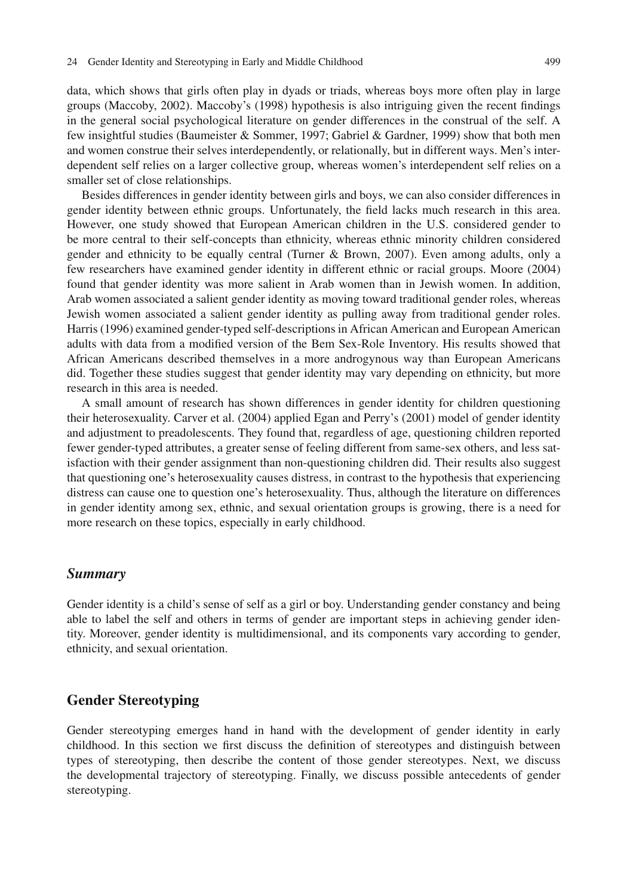data, which shows that girls often play in dyads or triads, whereas boys more often play in large groups (Maccoby, 2002). Maccoby's (1998) hypothesis is also intriguing given the recent findings in the general social psychological literature on gender differences in the construal of the self. A few insightful studies (Baumeister & Sommer, 1997; Gabriel & Gardner, 1999) show that both men and women construe their selves interdependently, or relationally, but in different ways. Men's interdependent self relies on a larger collective group, whereas women's interdependent self relies on a smaller set of close relationships.

Besides differences in gender identity between girls and boys, we can also consider differences in gender identity between ethnic groups. Unfortunately, the field lacks much research in this area. However, one study showed that European American children in the U.S. considered gender to be more central to their self-concepts than ethnicity, whereas ethnic minority children considered gender and ethnicity to be equally central (Turner & Brown, 2007). Even among adults, only a few researchers have examined gender identity in different ethnic or racial groups. Moore (2004) found that gender identity was more salient in Arab women than in Jewish women. In addition, Arab women associated a salient gender identity as moving toward traditional gender roles, whereas Jewish women associated a salient gender identity as pulling away from traditional gender roles. Harris (1996) examined gender-typed self-descriptions in African American and European American adults with data from a modified version of the Bem Sex-Role Inventory. His results showed that African Americans described themselves in a more androgynous way than European Americans did. Together these studies suggest that gender identity may vary depending on ethnicity, but more research in this area is needed.

A small amount of research has shown differences in gender identity for children questioning their heterosexuality. Carver et al. (2004) applied Egan and Perry's (2001) model of gender identity and adjustment to preadolescents. They found that, regardless of age, questioning children reported fewer gender-typed attributes, a greater sense of feeling different from same-sex others, and less satisfaction with their gender assignment than non-questioning children did. Their results also suggest that questioning one's heterosexuality causes distress, in contrast to the hypothesis that experiencing distress can cause one to question one's heterosexuality. Thus, although the literature on differences in gender identity among sex, ethnic, and sexual orientation groups is growing, there is a need for more research on these topics, especially in early childhood.

### *Summary*

Gender identity is a child's sense of self as a girl or boy. Understanding gender constancy and being able to label the self and others in terms of gender are important steps in achieving gender identity. Moreover, gender identity is multidimensional, and its components vary according to gender, ethnicity, and sexual orientation.

## Gender Stereotyping

Gender stereotyping emerges hand in hand with the development of gender identity in early childhood. In this section we first discuss the definition of stereotypes and distinguish between types of stereotyping, then describe the content of those gender stereotypes. Next, we discuss the developmental trajectory of stereotyping. Finally, we discuss possible antecedents of gender stereotyping.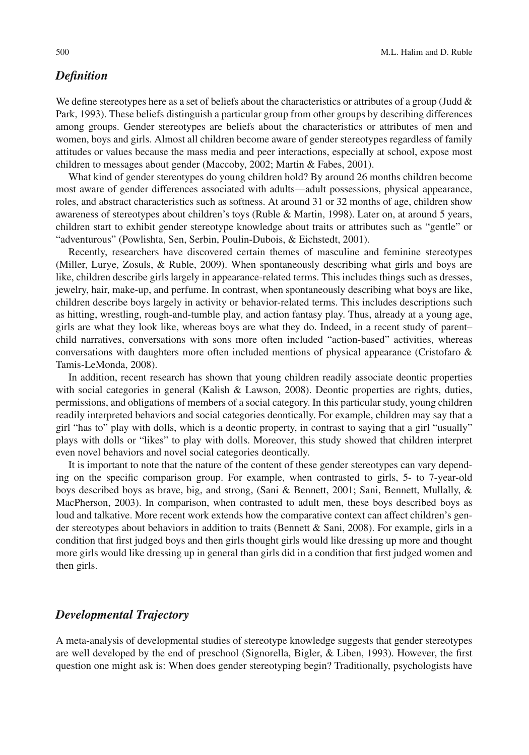## *Definition*

We define stereotypes here as a set of beliefs about the characteristics or attributes of a group (Judd & Park, 1993). These beliefs distinguish a particular group from other groups by describing differences among groups. Gender stereotypes are beliefs about the characteristics or attributes of men and women, boys and girls. Almost all children become aware of gender stereotypes regardless of family attitudes or values because the mass media and peer interactions, especially at school, expose most children to messages about gender (Maccoby, 2002; Martin & Fabes, 2001).

What kind of gender stereotypes do young children hold? By around 26 months children become most aware of gender differences associated with adults—adult possessions, physical appearance, roles, and abstract characteristics such as softness. At around 31 or 32 months of age, children show awareness of stereotypes about children's toys (Ruble & Martin, 1998). Later on, at around 5 years, children start to exhibit gender stereotype knowledge about traits or attributes such as "gentle" or "adventurous" (Powlishta, Sen, Serbin, Poulin-Dubois, & Eichstedt, 2001).

Recently, researchers have discovered certain themes of masculine and feminine stereotypes (Miller, Lurye, Zosuls, & Ruble, 2009). When spontaneously describing what girls and boys are like, children describe girls largely in appearance-related terms. This includes things such as dresses, jewelry, hair, make-up, and perfume. In contrast, when spontaneously describing what boys are like, children describe boys largely in activity or behavior-related terms. This includes descriptions such as hitting, wrestling, rough-and-tumble play, and action fantasy play. Thus, already at a young age, girls are what they look like, whereas boys are what they do. Indeed, in a recent study of parent–child narratives, conversations with sons more often included "action-based" activities, whereas conversations with daughters more often included mentions of physical appearance (Cristofaro & Tamis-LeMonda, 2008).

In addition, recent research has shown that young children readily associate deontic properties with social categories in general (Kalish & Lawson, 2008). Deontic properties are rights, duties, permissions, and obligations of members of a social category. In this particular study, young children readily interpreted behaviors and social categories deontically. For example, children may say that a girl "has to" play with dolls, which is a deontic property, in contrast to saying that a girl "usually" plays with dolls or "likes" to play with dolls. Moreover, this study showed that children interpret even novel behaviors and novel social categories deontically.

It is important to note that the nature of the content of these gender stereotypes can vary depending on the specific comparison group. For example, when contrasted to girls, 5- to 7-year-old boys described boys as brave, big, and strong, (Sani & Bennett, 2001; Sani, Bennett, Mullally, & MacPherson, 2003). In comparison, when contrasted to adult men, these boys described boys as loud and talkative. More recent work extends how the comparative context can affect children's gender stereotypes about behaviors in addition to traits (Bennett & Sani, 2008). For example, girls in a condition that first judged boys and then girls thought girls would like dressing up more and thought more girls would like dressing up in general than girls did in a condition that first judged women and then girls.

## *Developmental Trajectory*

A meta-analysis of developmental studies of stereotype knowledge suggests that gender stereotypes are well developed by the end of preschool (Signorella, Bigler, & Liben, 1993). However, the first question one might ask is: When does gender stereotyping begin? Traditionally, psychologists have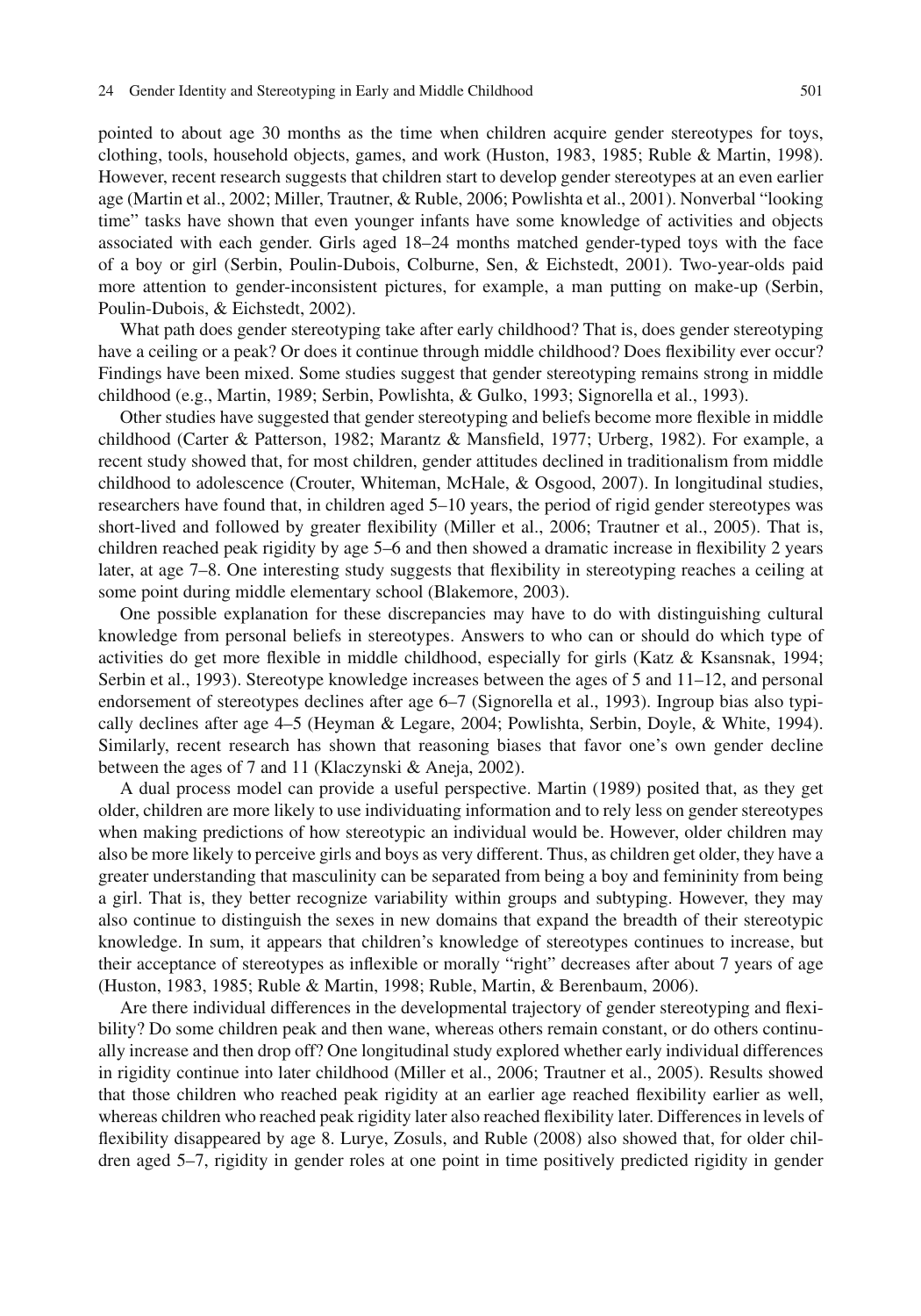pointed to about age 30 months as the time when children acquire gender stereotypes for toys, clothing, tools, household objects, games, and work (Huston, 1983, 1985; Ruble & Martin, 1998). However, recent research suggests that children start to develop gender stereotypes at an even earlier age (Martin et al., 2002; Miller, Trautner, & Ruble, 2006; Powlishta et al., 2001). Nonverbal "looking time" tasks have shown that even younger infants have some knowledge of activities and objects associated with each gender. Girls aged 18–24 months matched gender-typed toys with the face of a boy or girl (Serbin, Poulin-Dubois, Colburne, Sen, & Eichstedt, 2001). Two-year-olds paid more attention to gender-inconsistent pictures, for example, a man putting on make-up (Serbin, Poulin-Dubois, & Eichstedt, 2002).

What path does gender stereotyping take after early childhood? That is, does gender stereotyping have a ceiling or a peak? Or does it continue through middle childhood? Does flexibility ever occur? Findings have been mixed. Some studies suggest that gender stereotyping remains strong in middle childhood (e.g., Martin, 1989; Serbin, Powlishta, & Gulko, 1993; Signorella et al., 1993).

Other studies have suggested that gender stereotyping and beliefs become more flexible in middle childhood (Carter & Patterson, 1982; Marantz & Mansfield, 1977; Urberg, 1982). For example, a recent study showed that, for most children, gender attitudes declined in traditionalism from middle childhood to adolescence (Crouter, Whiteman, McHale, & Osgood, 2007). In longitudinal studies, researchers have found that, in children aged 5–10 years, the period of rigid gender stereotypes was short-lived and followed by greater flexibility (Miller et al., 2006; Trautner et al., 2005). That is, children reached peak rigidity by age 5–6 and then showed a dramatic increase in flexibility 2 years later, at age 7–8. One interesting study suggests that flexibility in stereotyping reaches a ceiling at some point during middle elementary school (Blakemore, 2003).

One possible explanation for these discrepancies may have to do with distinguishing cultural knowledge from personal beliefs in stereotypes. Answers to who can or should do which type of activities do get more flexible in middle childhood, especially for girls (Katz & Ksansnak, 1994; Serbin et al., 1993). Stereotype knowledge increases between the ages of 5 and 11–12, and personal endorsement of stereotypes declines after age 6–7 (Signorella et al., 1993). Ingroup bias also typically declines after age 4–5 (Heyman & Legare, 2004; Powlishta, Serbin, Doyle, & White, 1994). Similarly, recent research has shown that reasoning biases that favor one's own gender decline between the ages of 7 and 11 (Klaczynski & Aneja, 2002).

A dual process model can provide a useful perspective. Martin (1989) posited that, as they get older, children are more likely to use individuating information and to rely less on gender stereotypes when making predictions of how stereotypic an individual would be. However, older children may also be more likely to perceive girls and boys as very different. Thus, as children get older, they have a greater understanding that masculinity can be separated from being a boy and femininity from being a girl. That is, they better recognize variability within groups and subtyping. However, they may also continue to distinguish the sexes in new domains that expand the breadth of their stereotypic knowledge. In sum, it appears that children's knowledge of stereotypes continues to increase, but their acceptance of stereotypes as inflexible or morally "right" decreases after about 7 years of age (Huston, 1983, 1985; Ruble & Martin, 1998; Ruble, Martin, & Berenbaum, 2006).

Are there individual differences in the developmental trajectory of gender stereotyping and flexibility? Do some children peak and then wane, whereas others remain constant, or do others continually increase and then drop off? One longitudinal study explored whether early individual differences in rigidity continue into later childhood (Miller et al., 2006; Trautner et al., 2005). Results showed that those children who reached peak rigidity at an earlier age reached flexibility earlier as well, whereas children who reached peak rigidity later also reached flexibility later. Differences in levels of flexibility disappeared by age 8. Lurye, Zosuls, and Ruble (2008) also showed that, for older children aged 5–7, rigidity in gender roles at one point in time positively predicted rigidity in gender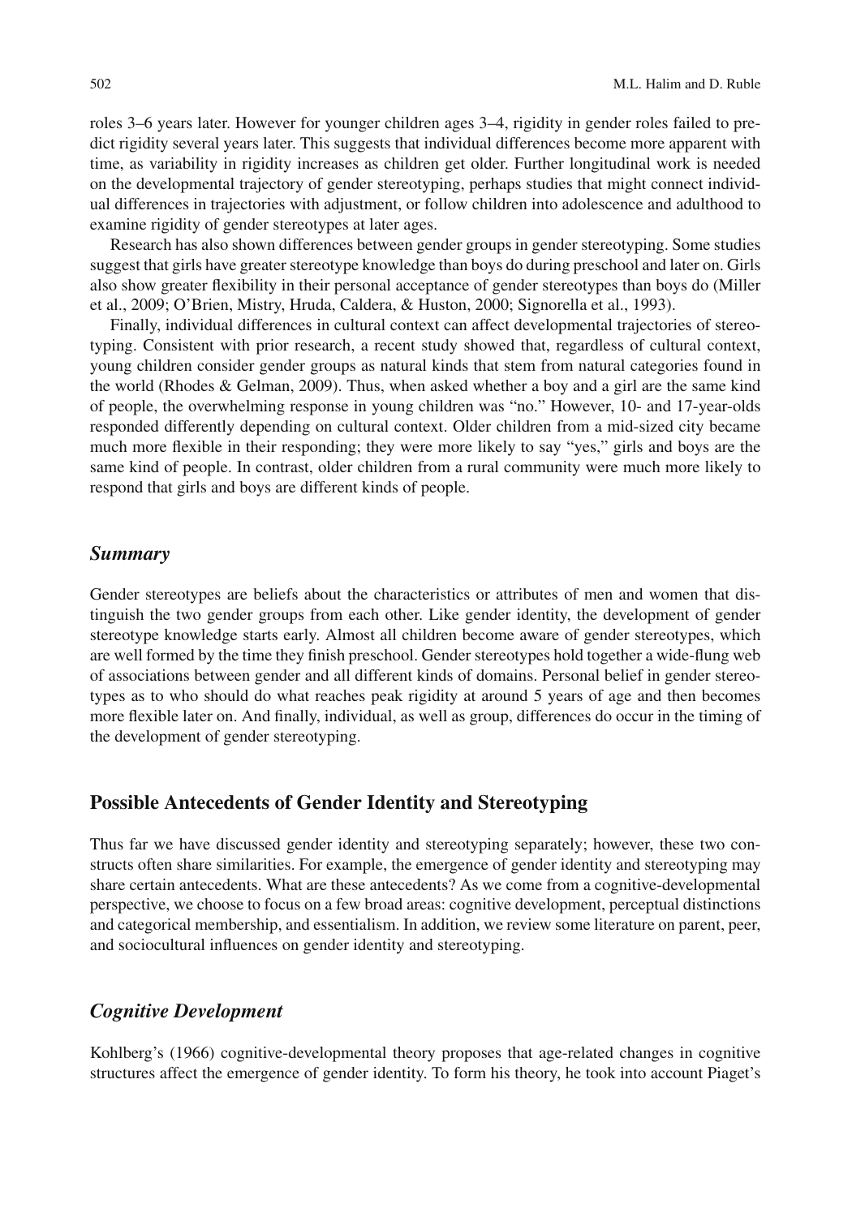roles 3–6 years later. However for younger children ages 3–4, rigidity in gender roles failed to predict rigidity several years later. This suggests that individual differences become more apparent with time, as variability in rigidity increases as children get older. Further longitudinal work is needed on the developmental trajectory of gender stereotyping, perhaps studies that might connect individual differences in trajectories with adjustment, or follow children into adolescence and adulthood to examine rigidity of gender stereotypes at later ages.

Research has also shown differences between gender groups in gender stereotyping. Some studies suggest that girls have greater stereotype knowledge than boys do during preschool and later on. Girls also show greater flexibility in their personal acceptance of gender stereotypes than boys do (Miller et al., 2009; O'Brien, Mistry, Hruda, Caldera, & Huston, 2000; Signorella et al., 1993).

Finally, individual differences in cultural context can affect developmental trajectories of stereotyping. Consistent with prior research, a recent study showed that, regardless of cultural context, young children consider gender groups as natural kinds that stem from natural categories found in the world (Rhodes & Gelman, 2009). Thus, when asked whether a boy and a girl are the same kind of people, the overwhelming response in young children was "no." However, 10- and 17-year-olds responded differently depending on cultural context. Older children from a mid-sized city became much more flexible in their responding; they were more likely to say "yes," girls and boys are the same kind of people. In contrast, older children from a rural community were much more likely to respond that girls and boys are different kinds of people.

### *Summary*

Gender stereotypes are beliefs about the characteristics or attributes of men and women that distinguish the two gender groups from each other. Like gender identity, the development of gender stereotype knowledge starts early. Almost all children become aware of gender stereotypes, which are well formed by the time they finish preschool. Gender stereotypes hold together a wide-flung web of associations between gender and all different kinds of domains. Personal belief in gender stereotypes as to who should do what reaches peak rigidity at around 5 years of age and then becomes more flexible later on. And finally, individual, as well as group, differences do occur in the timing of the development of gender stereotyping.

## Possible Antecedents of Gender Identity and Stereotyping

Thus far we have discussed gender identity and stereotyping separately; however, these two constructs often share similarities. For example, the emergence of gender identity and stereotyping may share certain antecedents. What are these antecedents? As we come from a cognitive-developmental perspective, we choose to focus on a few broad areas: cognitive development, perceptual distinctions and categorical membership, and essentialism. In addition, we review some literature on parent, peer, and sociocultural influences on gender identity and stereotyping.

### *Cognitive Development*

Kohlberg's (1966) cognitive-developmental theory proposes that age-related changes in cognitive structures affect the emergence of gender identity. To form his theory, he took into account Piaget's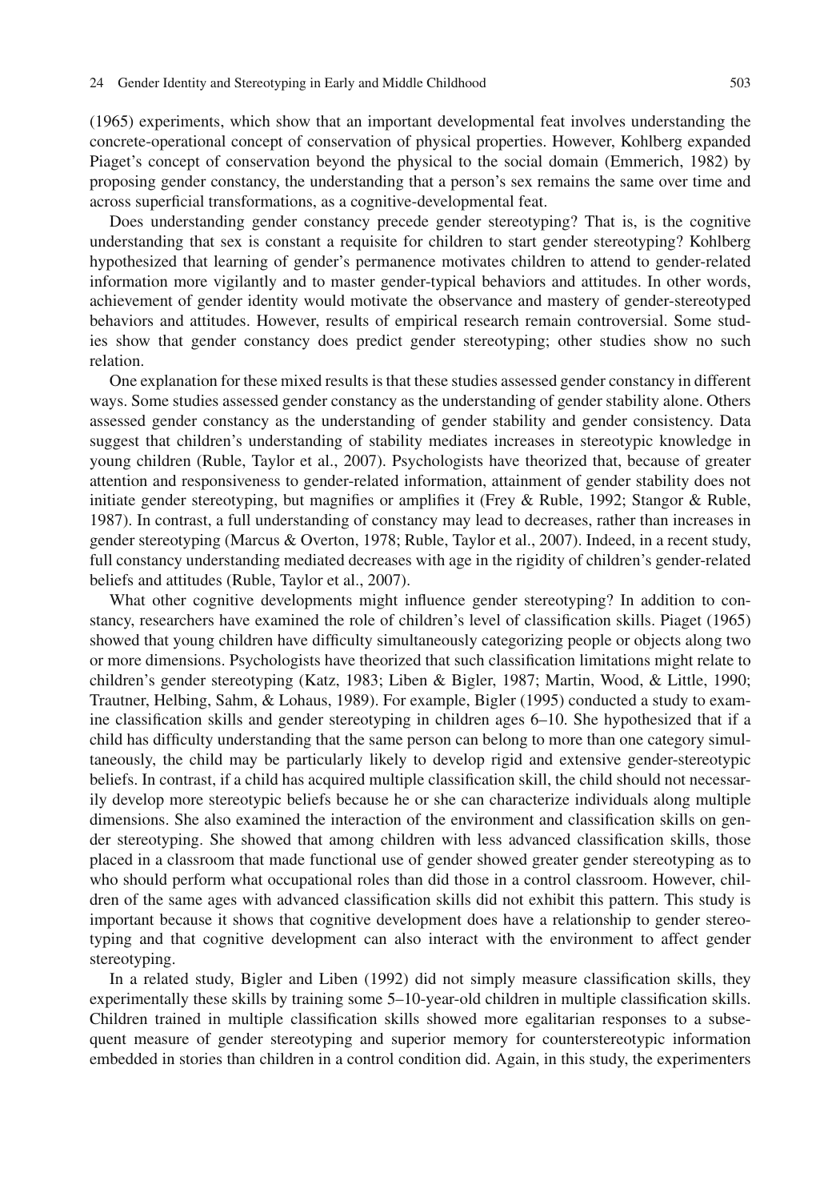(1965) experiments, which show that an important developmental feat involves understanding the concrete-operational concept of conservation of physical properties. However, Kohlberg expanded Piaget's concept of conservation beyond the physical to the social domain (Emmerich, 1982) by proposing gender constancy, the understanding that a person's sex remains the same over time and across superficial transformations, as a cognitive-developmental feat.

Does understanding gender constancy precede gender stereotyping? That is, is the cognitive understanding that sex is constant a requisite for children to start gender stereotyping? Kohlberg hypothesized that learning of gender's permanence motivates children to attend to gender-related information more vigilantly and to master gender-typical behaviors and attitudes. In other words, achievement of gender identity would motivate the observance and mastery of gender-stereotyped behaviors and attitudes. However, results of empirical research remain controversial. Some studies show that gender constancy does predict gender stereotyping; other studies show no such relation.

One explanation for these mixed results is that these studies assessed gender constancy in different ways. Some studies assessed gender constancy as the understanding of gender stability alone. Others assessed gender constancy as the understanding of gender stability and gender consistency. Data suggest that children's understanding of stability mediates increases in stereotypic knowledge in young children (Ruble, Taylor et al., 2007). Psychologists have theorized that, because of greater attention and responsiveness to gender-related information, attainment of gender stability does not initiate gender stereotyping, but magnifies or amplifies it (Frey & Ruble, 1992; Stangor & Ruble, 1987). In contrast, a full understanding of constancy may lead to decreases, rather than increases in gender stereotyping (Marcus & Overton, 1978; Ruble, Taylor et al., 2007). Indeed, in a recent study, full constancy understanding mediated decreases with age in the rigidity of children's gender-related beliefs and attitudes (Ruble, Taylor et al., 2007).

What other cognitive developments might influence gender stereotyping? In addition to constancy, researchers have examined the role of children's level of classification skills. Piaget (1965) showed that young children have difficulty simultaneously categorizing people or objects along two or more dimensions. Psychologists have theorized that such classification limitations might relate to children's gender stereotyping (Katz, 1983; Liben & Bigler, 1987; Martin, Wood, & Little, 1990; Trautner, Helbing, Sahm, & Lohaus, 1989). For example, Bigler (1995) conducted a study to examine classification skills and gender stereotyping in children ages 6–10. She hypothesized that if a child has difficulty understanding that the same person can belong to more than one category simultaneously, the child may be particularly likely to develop rigid and extensive gender-stereotypic beliefs. In contrast, if a child has acquired multiple classification skill, the child should not necessarily develop more stereotypic beliefs because he or she can characterize individuals along multiple dimensions. She also examined the interaction of the environment and classification skills on gender stereotyping. She showed that among children with less advanced classification skills, those placed in a classroom that made functional use of gender showed greater gender stereotyping as to who should perform what occupational roles than did those in a control classroom. However, children of the same ages with advanced classification skills did not exhibit this pattern. This study is important because it shows that cognitive development does have a relationship to gender stereotyping and that cognitive development can also interact with the environment to affect gender stereotyping.

In a related study, Bigler and Liben (1992) did not simply measure classification skills, they experimentally these skills by training some 5–10-year-old children in multiple classification skills. Children trained in multiple classification skills showed more egalitarian responses to a subsequent measure of gender stereotyping and superior memory for counterstereotypic information embedded in stories than children in a control condition did. Again, in this study, the experimenters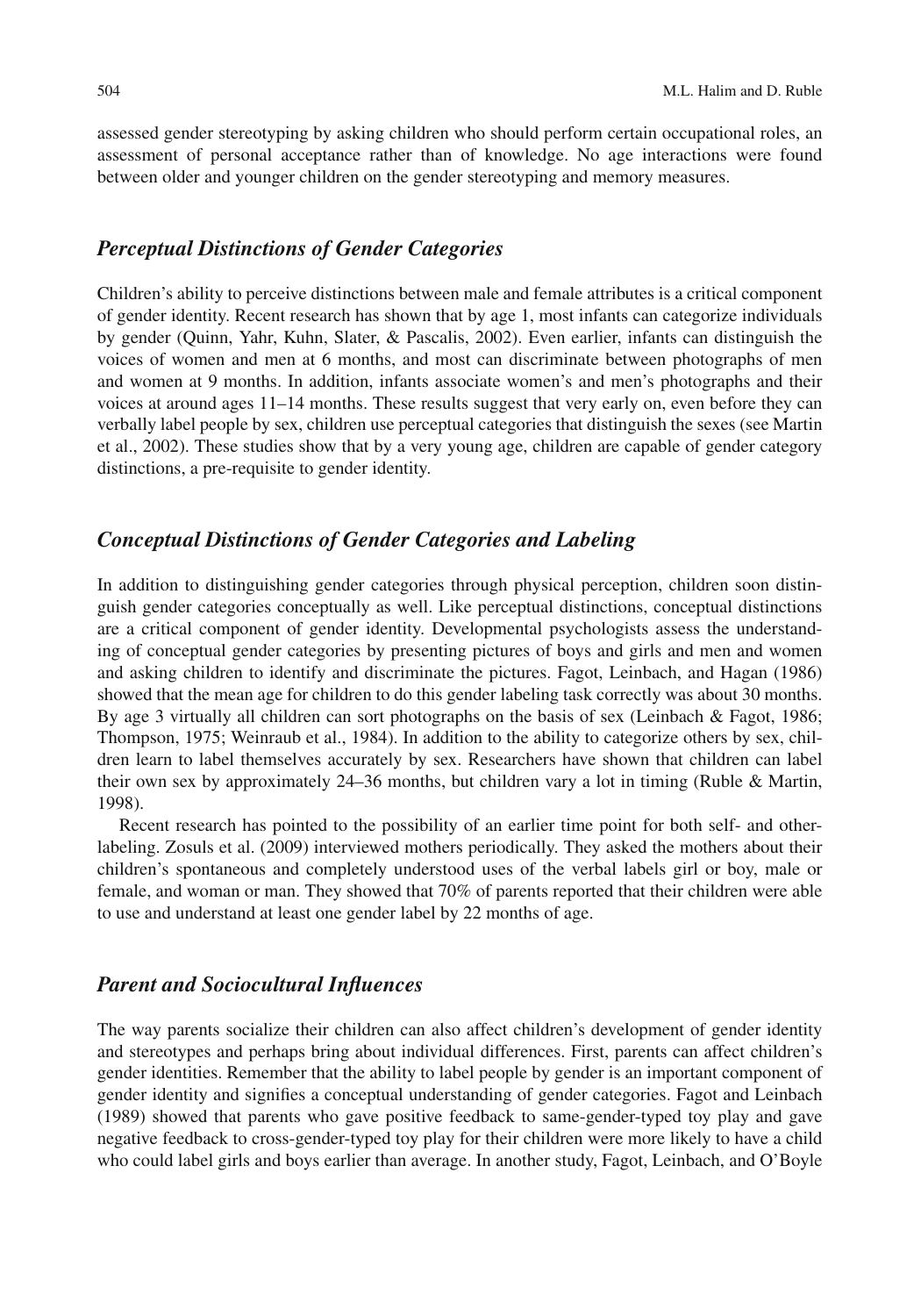assessed gender stereotyping by asking children who should perform certain occupational roles, an assessment of personal acceptance rather than of knowledge. No age interactions were found between older and younger children on the gender stereotyping and memory measures.

### *Perceptual Distinctions of Gender Categories*

Children's ability to perceive distinctions between male and female attributes is a critical component of gender identity. Recent research has shown that by age 1, most infants can categorize individuals by gender (Quinn, Yahr, Kuhn, Slater, & Pascalis, 2002). Even earlier, infants can distinguish the voices of women and men at 6 months, and most can discriminate between photographs of men and women at 9 months. In addition, infants associate women's and men's photographs and their voices at around ages 11–14 months. These results suggest that very early on, even before they can verbally label people by sex, children use perceptual categories that distinguish the sexes (see Martin et al., 2002). These studies show that by a very young age, children are capable of gender category distinctions, a pre-requisite to gender identity.

### *Conceptual Distinctions of Gender Categories and Labeling*

In addition to distinguishing gender categories through physical perception, children soon distinguish gender categories conceptually as well. Like perceptual distinctions, conceptual distinctions are a critical component of gender identity. Developmental psychologists assess the understanding of conceptual gender categories by presenting pictures of boys and girls and men and women and asking children to identify and discriminate the pictures. Fagot, Leinbach, and Hagan (1986) showed that the mean age for children to do this gender labeling task correctly was about 30 months. By age 3 virtually all children can sort photographs on the basis of sex (Leinbach & Fagot, 1986; Thompson, 1975; Weinraub et al., 1984). In addition to the ability to categorize others by sex, children learn to label themselves accurately by sex. Researchers have shown that children can label their own sex by approximately 24–36 months, but children vary a lot in timing (Ruble & Martin, 1998).

Recent research has pointed to the possibility of an earlier time point for both self- and other-labeling. Zosuls et al. (2009) interviewed mothers periodically. They asked the mothers about their children's spontaneous and completely understood uses of the verbal labels girl or boy, male or female, and woman or man. They showed that 70% of parents reported that their children were able to use and understand at least one gender label by 22 months of age.

### *Parent and Sociocultural Influences*

The way parents socialize their children can also affect children's development of gender identity and stereotypes and perhaps bring about individual differences. First, parents can affect children's gender identities. Remember that the ability to label people by gender is an important component of gender identity and signifies a conceptual understanding of gender categories. Fagot and Leinbach (1989) showed that parents who gave positive feedback to same-gender-typed toy play and gave negative feedback to cross-gender-typed toy play for their children were more likely to have a child who could label girls and boys earlier than average. In another study, Fagot, Leinbach, and O'Boyle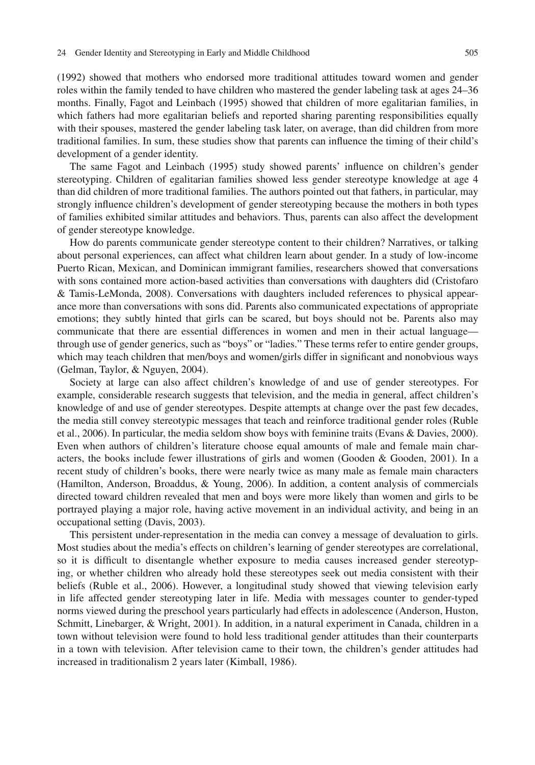(1992) showed that mothers who endorsed more traditional attitudes toward women and gender roles within the family tended to have children who mastered the gender labeling task at ages 24–36 months. Finally, Fagot and Leinbach (1995) showed that children of more egalitarian families, in which fathers had more egalitarian beliefs and reported sharing parenting responsibilities equally with their spouses, mastered the gender labeling task later, on average, than did children from more traditional families. In sum, these studies show that parents can influence the timing of their child's development of a gender identity.

The same Fagot and Leinbach (1995) study showed parents' influence on children's gender stereotyping. Children of egalitarian families showed less gender stereotype knowledge at age 4 than did children of more traditional families. The authors pointed out that fathers, in particular, may strongly influence children's development of gender stereotyping because the mothers in both types of families exhibited similar attitudes and behaviors. Thus, parents can also affect the development of gender stereotype knowledge.

How do parents communicate gender stereotype content to their children? Narratives, or talking about personal experiences, can affect what children learn about gender. In a study of low-income Puerto Rican, Mexican, and Dominican immigrant families, researchers showed that conversations with sons contained more action-based activities than conversations with daughters did (Cristofaro & Tamis-LeMonda, 2008). Conversations with daughters included references to physical appearance more than conversations with sons did. Parents also communicated expectations of appropriate emotions; they subtly hinted that girls can be scared, but boys should not be. Parents also may communicate that there are essential differences in women and men in their actual language—through use of gender generics, such as "boys" or "ladies." These terms refer to entire gender groups, which may teach children that men/boys and women/girls differ in significant and nonobvious ways (Gelman, Taylor, & Nguyen, 2004).

Society at large can also affect children's knowledge of and use of gender stereotypes. For example, considerable research suggests that television, and the media in general, affect children's knowledge of and use of gender stereotypes. Despite attempts at change over the past few decades, the media still convey stereotypic messages that teach and reinforce traditional gender roles (Ruble et al., 2006). In particular, the media seldom show boys with feminine traits (Evans & Davies, 2000). Even when authors of children's literature choose equal amounts of male and female main characters, the books include fewer illustrations of girls and women (Gooden & Gooden, 2001). In a recent study of children's books, there were nearly twice as many male as female main characters (Hamilton, Anderson, Broaddus, & Young, 2006). In addition, a content analysis of commercials directed toward children revealed that men and boys were more likely than women and girls to be portrayed playing a major role, having active movement in an individual activity, and being in an occupational setting (Davis, 2003).

This persistent under-representation in the media can convey a message of devaluation to girls. Most studies about the media's effects on children's learning of gender stereotypes are correlational, so it is difficult to disentangle whether exposure to media causes increased gender stereotyping, or whether children who already hold these stereotypes seek out media consistent with their beliefs (Ruble et al., 2006). However, a longitudinal study showed that viewing television early in life affected gender stereotyping later in life. Media with messages counter to gender-typed norms viewed during the preschool years particularly had effects in adolescence (Anderson, Huston, Schmitt, Linebarger, & Wright, 2001). In addition, in a natural experiment in Canada, children in a town without television were found to hold less traditional gender attitudes than their counterparts in a town with television. After television came to their town, the children's gender attitudes had increased in traditionalism 2 years later (Kimball, 1986).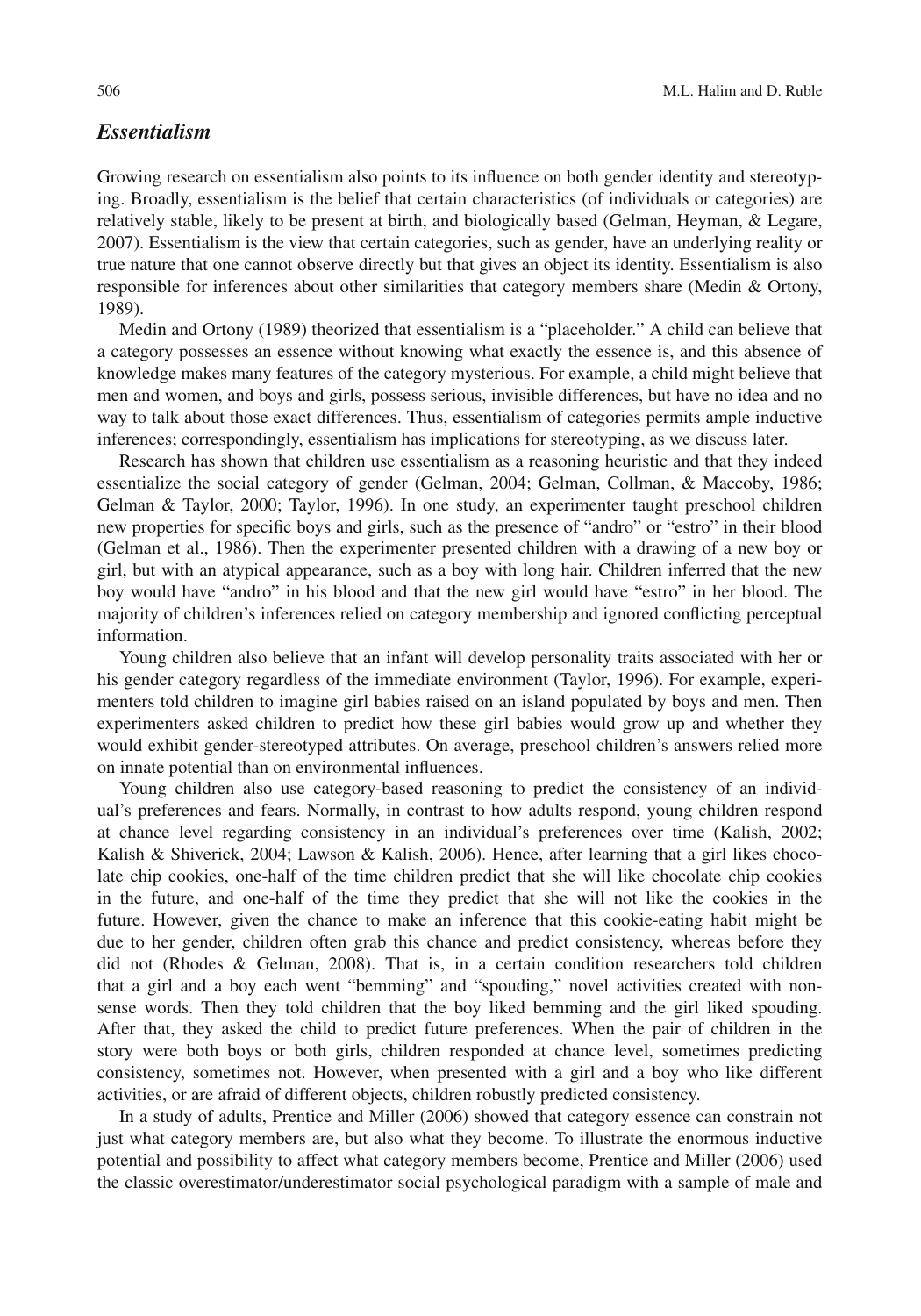### *Essentialism*

Growing research on essentialism also points to its influence on both gender identity and stereotyping. Broadly, essentialism is the belief that certain characteristics (of individuals or categories) are relatively stable, likely to be present at birth, and biologically based (Gelman, Heyman, & Legare, 2007). Essentialism is the view that certain categories, such as gender, have an underlying reality or true nature that one cannot observe directly but that gives an object its identity. Essentialism is also responsible for inferences about other similarities that category members share (Medin & Ortony, 1989).

Medin and Ortony (1989) theorized that essentialism is a "placeholder." A child can believe that a category possesses an essence without knowing what exactly the essence is, and this absence of knowledge makes many features of the category mysterious. For example, a child might believe that men and women, and boys and girls, possess serious, invisible differences, but have no idea and no way to talk about those exact differences. Thus, essentialism of categories permits ample inductive inferences; correspondingly, essentialism has implications for stereotyping, as we discuss later.

Research has shown that children use essentialism as a reasoning heuristic and that they indeed essentialize the social category of gender (Gelman, 2004; Gelman, Collman, & Maccoby, 1986; Gelman & Taylor, 2000; Taylor, 1996). In one study, an experimenter taught preschool children new properties for specific boys and girls, such as the presence of "andro" or "estro" in their blood (Gelman et al., 1986). Then the experimenter presented children with a drawing of a new boy or girl, but with an atypical appearance, such as a boy with long hair. Children inferred that the new boy would have "andro" in his blood and that the new girl would have "estro" in her blood. The majority of children's inferences relied on category membership and ignored conflicting perceptual information.

Young children also believe that an infant will develop personality traits associated with her or his gender category regardless of the immediate environment (Taylor, 1996). For example, experimenters told children to imagine girl babies raised on an island populated by boys and men. Then experimenters asked children to predict how these girl babies would grow up and whether they would exhibit gender-stereotyped attributes. On average, preschool children's answers relied more on innate potential than on environmental influences.

Young children also use category-based reasoning to predict the consistency of an individual's preferences and fears. Normally, in contrast to how adults respond, young children respond at chance level regarding consistency in an individual's preferences over time (Kalish, 2002; Kalish & Shiverick, 2004; Lawson & Kalish, 2006). Hence, after learning that a girl likes chocolate chip cookies, one-half of the time children predict that she will like chocolate chip cookies in the future, and one-half of the time they predict that she will not like the cookies in the future. However, given the chance to make an inference that this cookie-eating habit might be due to her gender, children often grab this chance and predict consistency, whereas before they did not (Rhodes & Gelman, 2008). That is, in a certain condition researchers told children that a girl and a boy each went "bemming" and "spouding," novel activities created with nonsense words. Then they told children that the boy liked bemming and the girl liked spouding. After that, they asked the child to predict future preferences. When the pair of children in the story were both boys or both girls, children responded at chance level, sometimes predicting consistency, sometimes not. However, when presented with a girl and a boy who like different activities, or are afraid of different objects, children robustly predicted consistency.

In a study of adults, Prentice and Miller (2006) showed that category essence can constrain not just what category members are, but also what they become. To illustrate the enormous inductive potential and possibility to affect what category members become, Prentice and Miller (2006) used the classic overestimator/underestimator social psychological paradigm with a sample of male and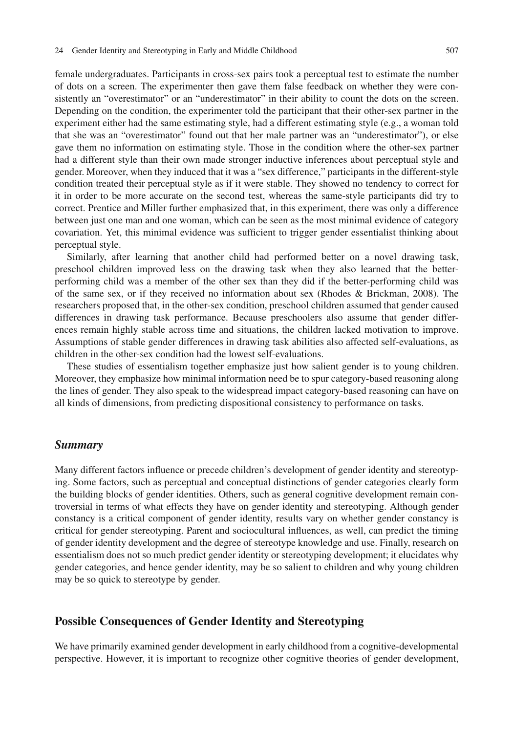female undergraduates. Participants in cross-sex pairs took a perceptual test to estimate the number of dots on a screen. The experimenter then gave them false feedback on whether they were consistently an "overestimator" or an "underestimator" in their ability to count the dots on the screen. Depending on the condition, the experimenter told the participant that their other-sex partner in the experiment either had the same estimating style, had a different estimating style (e.g., a woman told that she was an "overestimator" found out that her male partner was an "underestimator"), or else gave them no information on estimating style. Those in the condition where the other-sex partner had a different style than their own made stronger inductive inferences about perceptual style and gender. Moreover, when they induced that it was a "sex difference," participants in the different-style condition treated their perceptual style as if it were stable. They showed no tendency to correct for it in order to be more accurate on the second test, whereas the same-style participants did try to correct. Prentice and Miller further emphasized that, in this experiment, there was only a difference between just one man and one woman, which can be seen as the most minimal evidence of category covariation. Yet, this minimal evidence was sufficient to trigger gender essentialist thinking about perceptual style.

Similarly, after learning that another child had performed better on a novel drawing task, preschool children improved less on the drawing task when they also learned that the better-performing child was a member of the other sex than they did if the better-performing child was of the same sex, or if they received no information about sex (Rhodes & Brickman, 2008). The researchers proposed that, in the other-sex condition, preschool children assumed that gender caused differences in drawing task performance. Because preschoolers also assume that gender differences remain highly stable across time and situations, the children lacked motivation to improve. Assumptions of stable gender differences in drawing task abilities also affected self-evaluations, as children in the other-sex condition had the lowest self-evaluations.

These studies of essentialism together emphasize just how salient gender is to young children. Moreover, they emphasize how minimal information need be to spur category-based reasoning along the lines of gender. They also speak to the widespread impact category-based reasoning can have on all kinds of dimensions, from predicting dispositional consistency to performance on tasks.

### *Summary*

Many different factors influence or precede children's development of gender identity and stereotyping. Some factors, such as perceptual and conceptual distinctions of gender categories clearly form the building blocks of gender identities. Others, such as general cognitive development remain controversial in terms of what effects they have on gender identity and stereotyping. Although gender constancy is a critical component of gender identity, results vary on whether gender constancy is critical for gender stereotyping. Parent and sociocultural influences, as well, can predict the timing of gender identity development and the degree of stereotype knowledge and use. Finally, research on essentialism does not so much predict gender identity or stereotyping development; it elucidates why gender categories, and hence gender identity, may be so salient to children and why young children may be so quick to stereotype by gender.

## Possible Consequences of Gender Identity and Stereotyping

We have primarily examined gender development in early childhood from a cognitive-developmental perspective. However, it is important to recognize other cognitive theories of gender development,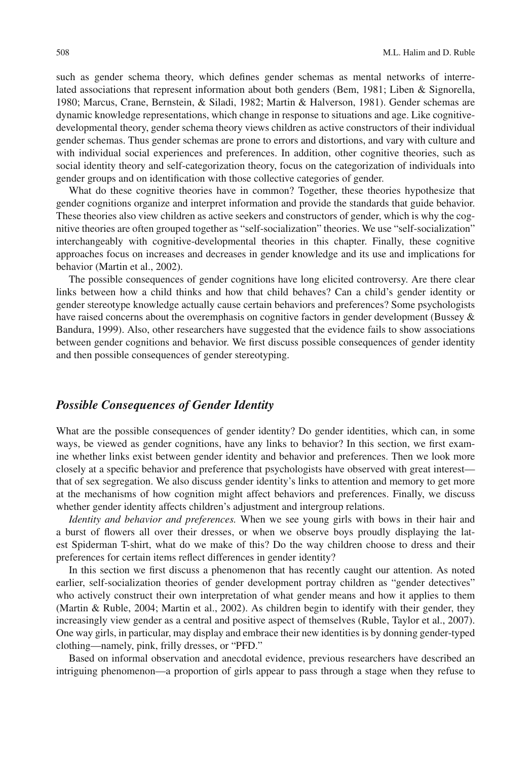such as gender schema theory, which defines gender schemas as mental networks of interrelated associations that represent information about both genders (Bem, 1981; Liben & Signorella, 1980; Marcus, Crane, Bernstein, & Siladi, 1982; Martin & Halverson, 1981). Gender schemas are dynamic knowledge representations, which change in response to situations and age. Like cognitive-developmental theory, gender schema theory views children as active constructors of their individual gender schemas. Thus gender schemas are prone to errors and distortions, and vary with culture and with individual social experiences and preferences. In addition, other cognitive theories, such as social identity theory and self-categorization theory, focus on the categorization of individuals into gender groups and on identification with those collective categories of gender.

What do these cognitive theories have in common? Together, these theories hypothesize that gender cognitions organize and interpret information and provide the standards that guide behavior. These theories also view children as active seekers and constructors of gender, which is why the cognitive theories are often grouped together as "self-socialization" theories. We use "self-socialization" interchangeably with cognitive-developmental theories in this chapter. Finally, these cognitive approaches focus on increases and decreases in gender knowledge and its use and implications for behavior (Martin et al., 2002).

The possible consequences of gender cognitions have long elicited controversy. Are there clear links between how a child thinks and how that child behaves? Can a child's gender identity or gender stereotype knowledge actually cause certain behaviors and preferences? Some psychologists have raised concerns about the overemphasis on cognitive factors in gender development (Bussey & Bandura, 1999). Also, other researchers have suggested that the evidence fails to show associations between gender cognitions and behavior. We first discuss possible consequences of gender identity and then possible consequences of gender stereotyping.

### *Possible Consequences of Gender Identity*

What are the possible consequences of gender identity? Do gender identities, which can, in some ways, be viewed as gender cognitions, have any links to behavior? In this section, we first examine whether links exist between gender identity and behavior and preferences. Then we look more closely at a specific behavior and preference that psychologists have observed with great interest—that of sex segregation. We also discuss gender identity's links to attention and memory to get more at the mechanisms of how cognition might affect behaviors and preferences. Finally, we discuss whether gender identity affects children's adjustment and intergroup relations.

*Identity and behavior and preferences.* When we see young girls with bows in their hair and a burst of flowers all over their dresses, or when we observe boys proudly displaying the latest Spiderman T-shirt, what do we make of this? Do the way children choose to dress and their preferences for certain items reflect differences in gender identity?

In this section we first discuss a phenomenon that has recently caught our attention. As noted earlier, self-socialization theories of gender development portray children as "gender detectives" who actively construct their own interpretation of what gender means and how it applies to them (Martin & Ruble, 2004; Martin et al., 2002). As children begin to identify with their gender, they increasingly view gender as a central and positive aspect of themselves (Ruble, Taylor et al., 2007). One way girls, in particular, may display and embrace their new identities is by donning gender-typed clothing—namely, pink, frilly dresses, or "PFD."

Based on informal observation and anecdotal evidence, previous researchers have described an intriguing phenomenon—a proportion of girls appear to pass through a stage when they refuse to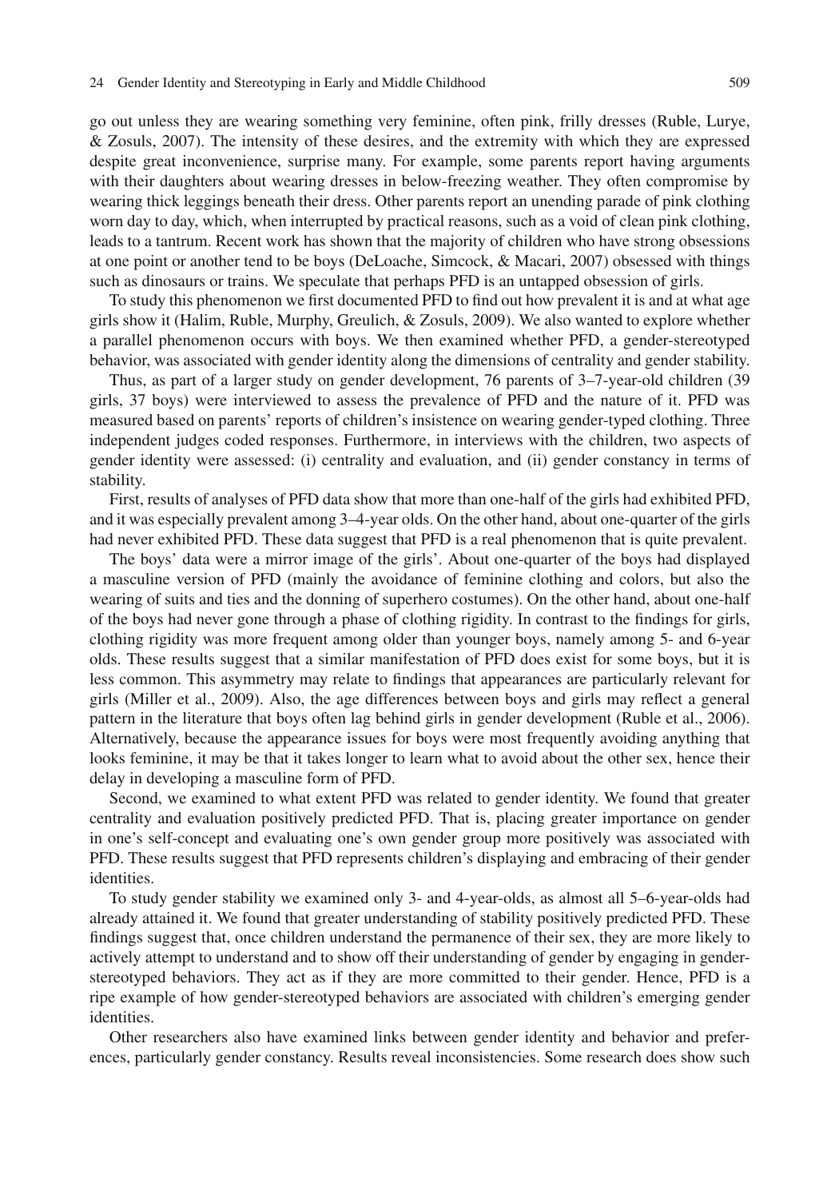go out unless they are wearing something very feminine, often pink, frilly dresses (Ruble, Lurye, & Zosuls, 2007). The intensity of these desires, and the extremity with which they are expressed despite great inconvenience, surprise many. For example, some parents report having arguments with their daughters about wearing dresses in below-freezing weather. They often compromise by wearing thick leggings beneath their dress. Other parents report an unending parade of pink clothing worn day to day, which, when interrupted by practical reasons, such as a void of clean pink clothing, leads to a tantrum. Recent work has shown that the majority of children who have strong obsessions at one point or another tend to be boys (DeLoache, Simcock, & Macari, 2007) obsessed with things such as dinosaurs or trains. We speculate that perhaps PFD is an untapped obsession of girls.

To study this phenomenon we first documented PFD to find out how prevalent it is and at what age girls show it (Halim, Ruble, Murphy, Greulich, & Zosuls, 2009). We also wanted to explore whether a parallel phenomenon occurs with boys. We then examined whether PFD, a gender-stereotyped behavior, was associated with gender identity along the dimensions of centrality and gender stability.

Thus, as part of a larger study on gender development, 76 parents of 3–7-year-old children (39 girls, 37 boys) were interviewed to assess the prevalence of PFD and the nature of it. PFD was measured based on parents' reports of children's insistence on wearing gender-typed clothing. Three independent judges coded responses. Furthermore, in interviews with the children, two aspects of gender identity were assessed: (i) centrality and evaluation, and (ii) gender constancy in terms of stability.

First, results of analyses of PFD data show that more than one-half of the girls had exhibited PFD, and it was especially prevalent among 3–4-year olds. On the other hand, about one-quarter of the girls had never exhibited PFD. These data suggest that PFD is a real phenomenon that is quite prevalent.

The boys' data were a mirror image of the girls'. About one-quarter of the boys had displayed a masculine version of PFD (mainly the avoidance of feminine clothing and colors, but also the wearing of suits and ties and the donning of superhero costumes). On the other hand, about one-half of the boys had never gone through a phase of clothing rigidity. In contrast to the findings for girls, clothing rigidity was more frequent among older than younger boys, namely among 5- and 6-year olds. These results suggest that a similar manifestation of PFD does exist for some boys, but it is less common. This asymmetry may relate to findings that appearances are particularly relevant for girls (Miller et al., 2009). Also, the age differences between boys and girls may reflect a general pattern in the literature that boys often lag behind girls in gender development (Ruble et al., 2006). Alternatively, because the appearance issues for boys were most frequently avoiding anything that looks feminine, it may be that it takes longer to learn what to avoid about the other sex, hence their delay in developing a masculine form of PFD.

Second, we examined to what extent PFD was related to gender identity. We found that greater centrality and evaluation positively predicted PFD. That is, placing greater importance on gender in one's self-concept and evaluating one's own gender group more positively was associated with PFD. These results suggest that PFD represents children's displaying and embracing of their gender identities.

To study gender stability we examined only 3- and 4-year-olds, as almost all 5–6-year-olds had already attained it. We found that greater understanding of stability positively predicted PFD. These findings suggest that, once children understand the permanence of their sex, they are more likely to actively attempt to understand and to show off their understanding of gender by engaging in gender-stereotyped behaviors. They act as if they are more committed to their gender. Hence, PFD is a ripe example of how gender-stereotyped behaviors are associated with children's emerging gender identities.

Other researchers also have examined links between gender identity and behavior and preferences, particularly gender constancy. Results reveal inconsistencies. Some research does show such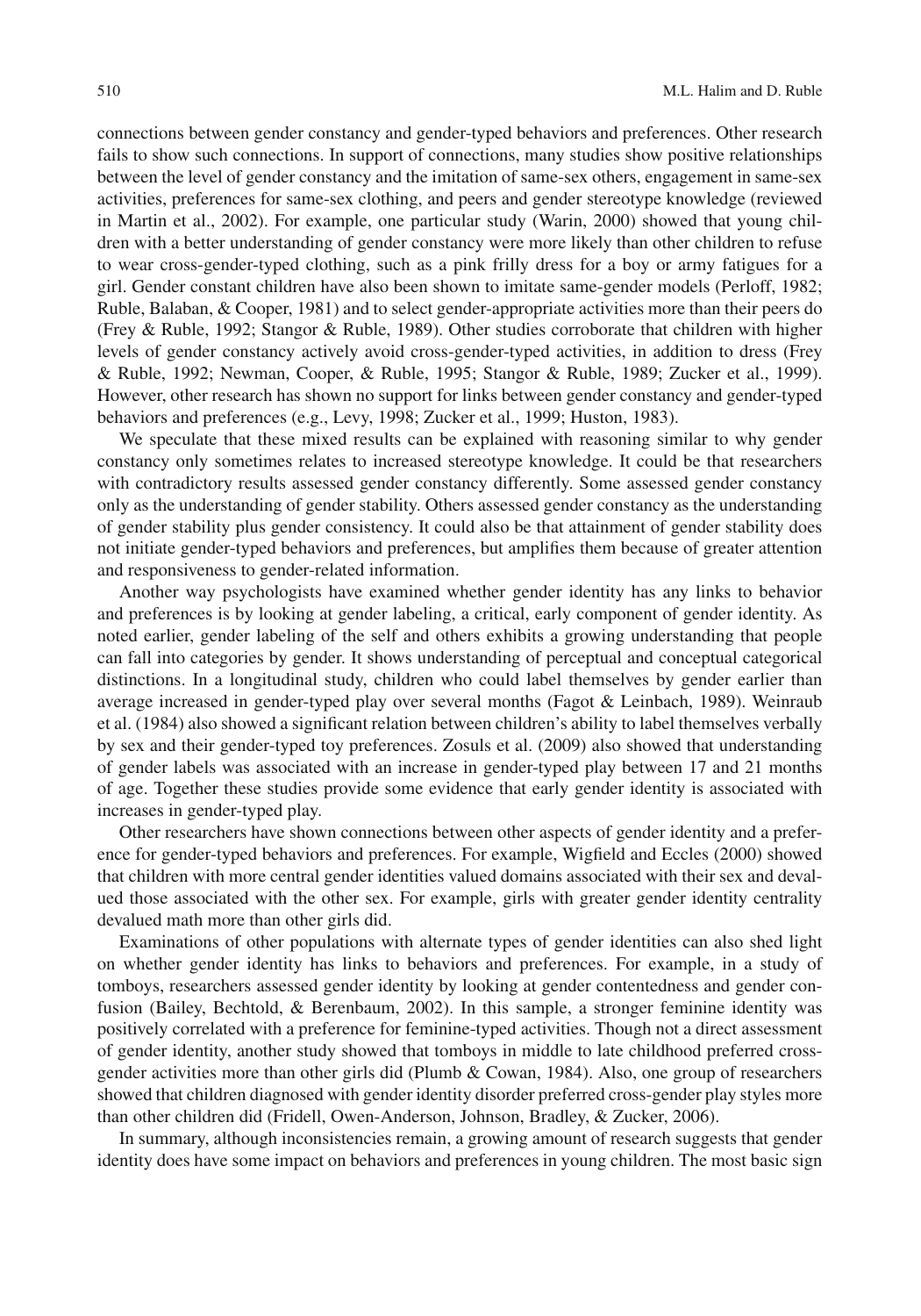connections between gender constancy and gender-typed behaviors and preferences. Other research fails to show such connections. In support of connections, many studies show positive relationships between the level of gender constancy and the imitation of same-sex others, engagement in same-sex activities, preferences for same-sex clothing, and peers and gender stereotype knowledge (reviewed in Martin et al., 2002). For example, one particular study (Warin, 2000) showed that young children with a better understanding of gender constancy were more likely than other children to refuse to wear cross-gender-typed clothing, such as a pink frilly dress for a boy or army fatigues for a girl. Gender constant children have also been shown to imitate same-gender models (Perloff, 1982; Ruble, Balaban, & Cooper, 1981) and to select gender-appropriate activities more than their peers do (Frey & Ruble, 1992; Stangor & Ruble, 1989). Other studies corroborate that children with higher levels of gender constancy actively avoid cross-gender-typed activities, in addition to dress (Frey & Ruble, 1992; Newman, Cooper, & Ruble, 1995; Stangor & Ruble, 1989; Zucker et al., 1999). However, other research has shown no support for links between gender constancy and gender-typed behaviors and preferences (e.g., Levy, 1998; Zucker et al., 1999; Huston, 1983).

We speculate that these mixed results can be explained with reasoning similar to why gender constancy only sometimes relates to increased stereotype knowledge. It could be that researchers with contradictory results assessed gender constancy differently. Some assessed gender constancy only as the understanding of gender stability. Others assessed gender constancy as the understanding of gender stability plus gender consistency. It could also be that attainment of gender stability does not initiate gender-typed behaviors and preferences, but amplifies them because of greater attention and responsiveness to gender-related information.

Another way psychologists have examined whether gender identity has any links to behavior and preferences is by looking at gender labeling, a critical, early component of gender identity. As noted earlier, gender labeling of the self and others exhibits a growing understanding that people can fall into categories by gender. It shows understanding of perceptual and conceptual categorical distinctions. In a longitudinal study, children who could label themselves by gender earlier than average increased in gender-typed play over several months (Fagot & Leinbach, 1989). Weinraub et al. (1984) also showed a significant relation between children's ability to label themselves verbally by sex and their gender-typed toy preferences. Zosuls et al. (2009) also showed that understanding of gender labels was associated with an increase in gender-typed play between 17 and 21 months of age. Together these studies provide some evidence that early gender identity is associated with increases in gender-typed play.

Other researchers have shown connections between other aspects of gender identity and a preference for gender-typed behaviors and preferences. For example, Wigfield and Eccles (2000) showed that children with more central gender identities valued domains associated with their sex and devalued those associated with the other sex. For example, girls with greater gender identity centrality devalued math more than other girls did.

Examinations of other populations with alternate types of gender identities can also shed light on whether gender identity has links to behaviors and preferences. For example, in a study of tomboys, researchers assessed gender identity by looking at gender contentedness and gender confusion (Bailey, Bechtold, & Berenbaum, 2002). In this sample, a stronger feminine identity was positively correlated with a preference for feminine-typed activities. Though not a direct assessment of gender identity, another study showed that tomboys in middle to late childhood preferred cross-gender activities more than other girls did (Plumb & Cowan, 1984). Also, one group of researchers showed that children diagnosed with gender identity disorder preferred cross-gender play styles more than other children did (Fridell, Owen-Anderson, Johnson, Bradley, & Zucker, 2006).

In summary, although inconsistencies remain, a growing amount of research suggests that gender identity does have some impact on behaviors and preferences in young children. The most basic sign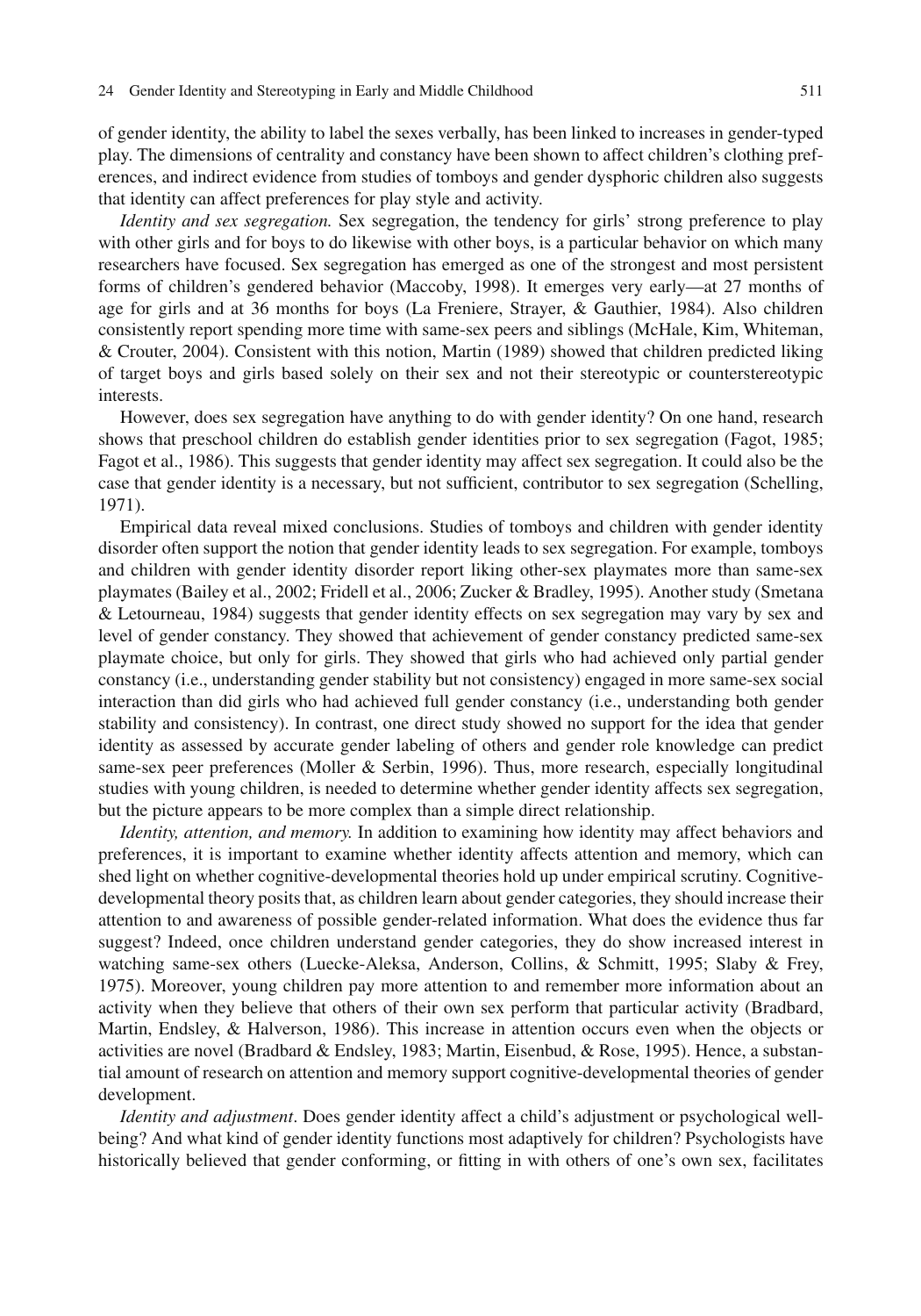of gender identity, the ability to label the sexes verbally, has been linked to increases in gender-typed play. The dimensions of centrality and constancy have been shown to affect children's clothing preferences, and indirect evidence from studies of tomboys and gender dysphoric children also suggests that identity can affect preferences for play style and activity.

*Identity and sex segregation.* Sex segregation, the tendency for girls' strong preference to play with other girls and for boys to do likewise with other boys, is a particular behavior on which many researchers have focused. Sex segregation has emerged as one of the strongest and most persistent forms of children's gendered behavior (Maccoby, 1998). It emerges very early—at 27 months of age for girls and at 36 months for boys (La Freniere, Strayer, & Gauthier, 1984). Also children consistently report spending more time with same-sex peers and siblings (McHale, Kim, Whiteman, & Crouter, 2004). Consistent with this notion, Martin (1989) showed that children predicted liking of target boys and girls based solely on their sex and not their stereotypic or counterstereotypic interests.

However, does sex segregation have anything to do with gender identity? On one hand, research shows that preschool children do establish gender identities prior to sex segregation (Fagot, 1985; Fagot et al., 1986). This suggests that gender identity may affect sex segregation. It could also be the case that gender identity is a necessary, but not sufficient, contributor to sex segregation (Schelling, 1971).

Empirical data reveal mixed conclusions. Studies of tomboys and children with gender identity disorder often support the notion that gender identity leads to sex segregation. For example, tomboys and children with gender identity disorder report liking other-sex playmates more than same-sex playmates (Bailey et al., 2002; Fridell et al., 2006; Zucker & Bradley, 1995). Another study (Smetana & Letourneau, 1984) suggests that gender identity effects on sex segregation may vary by sex and level of gender constancy. They showed that achievement of gender constancy predicted same-sex playmate choice, but only for girls. They showed that girls who had achieved only partial gender constancy (i.e., understanding gender stability but not consistency) engaged in more same-sex social interaction than did girls who had achieved full gender constancy (i.e., understanding both gender stability and consistency). In contrast, one direct study showed no support for the idea that gender identity as assessed by accurate gender labeling of others and gender role knowledge can predict same-sex peer preferences (Moller & Serbin, 1996). Thus, more research, especially longitudinal studies with young children, is needed to determine whether gender identity affects sex segregation, but the picture appears to be more complex than a simple direct relationship.

*Identity, attention, and memory.* In addition to examining how identity may affect behaviors and preferences, it is important to examine whether identity affects attention and memory, which can shed light on whether cognitive-developmental theories hold up under empirical scrutiny. Cognitive-developmental theory posits that, as children learn about gender categories, they should increase their attention to and awareness of possible gender-related information. What does the evidence thus far suggest? Indeed, once children understand gender categories, they do show increased interest in watching same-sex others (Luecke-Aleksa, Anderson, Collins, & Schmitt, 1995; Slaby & Frey, 1975). Moreover, young children pay more attention to and remember more information about an activity when they believe that others of their own sex perform that particular activity (Bradbard, Martin, Endsley, & Halverson, 1986). This increase in attention occurs even when the objects or activities are novel (Bradbard & Endsley, 1983; Martin, Eisenbud, & Rose, 1995). Hence, a substantial amount of research on attention and memory support cognitive-developmental theories of gender development.

*Identity and adjustment*. Does gender identity affect a child's adjustment or psychological well-being? And what kind of gender identity functions most adaptively for children? Psychologists have historically believed that gender conforming, or fitting in with others of one's own sex, facilitates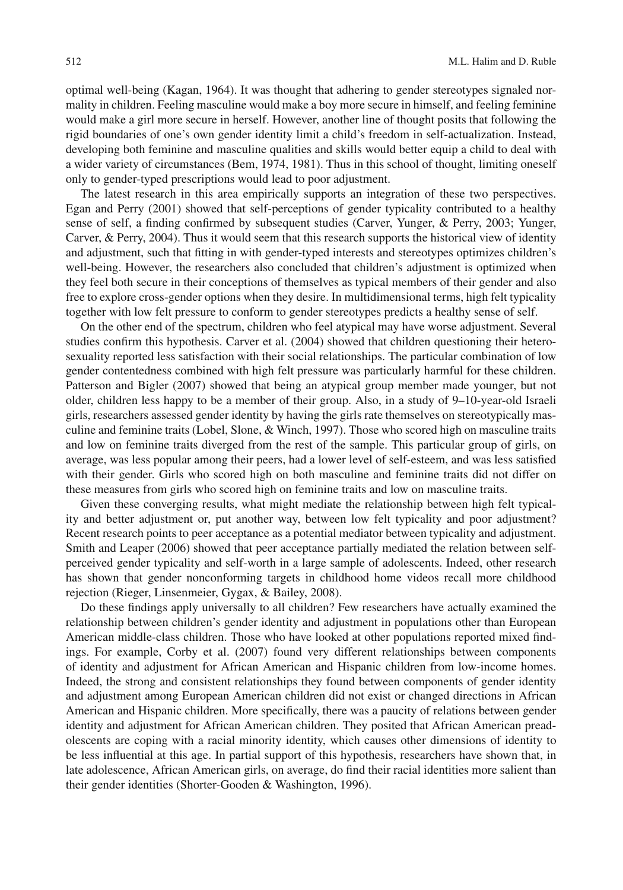optimal well-being (Kagan, 1964). It was thought that adhering to gender stereotypes signaled normality in children. Feeling masculine would make a boy more secure in himself, and feeling feminine would make a girl more secure in herself. However, another line of thought posits that following the rigid boundaries of one's own gender identity limit a child's freedom in self-actualization. Instead, developing both feminine and masculine qualities and skills would better equip a child to deal with a wider variety of circumstances (Bem, 1974, 1981). Thus in this school of thought, limiting oneself only to gender-typed prescriptions would lead to poor adjustment.

The latest research in this area empirically supports an integration of these two perspectives. Egan and Perry (2001) showed that self-perceptions of gender typicality contributed to a healthy sense of self, a finding confirmed by subsequent studies (Carver, Yunger, & Perry, 2003; Yunger, Carver, & Perry, 2004). Thus it would seem that this research supports the historical view of identity and adjustment, such that fitting in with gender-typed interests and stereotypes optimizes children's well-being. However, the researchers also concluded that children's adjustment is optimized when they feel both secure in their conceptions of themselves as typical members of their gender and also free to explore cross-gender options when they desire. In multidimensional terms, high felt typicality together with low felt pressure to conform to gender stereotypes predicts a healthy sense of self.

On the other end of the spectrum, children who feel atypical may have worse adjustment. Several studies confirm this hypothesis. Carver et al. (2004) showed that children questioning their heterosexuality reported less satisfaction with their social relationships. The particular combination of low gender contentedness combined with high felt pressure was particularly harmful for these children. Patterson and Bigler (2007) showed that being an atypical group member made younger, but not older, children less happy to be a member of their group. Also, in a study of 9–10-year-old Israeli girls, researchers assessed gender identity by having the girls rate themselves on stereotypically masculine and feminine traits (Lobel, Slone, & Winch, 1997). Those who scored high on masculine traits and low on feminine traits diverged from the rest of the sample. This particular group of girls, on average, was less popular among their peers, had a lower level of self-esteem, and was less satisfied with their gender. Girls who scored high on both masculine and feminine traits did not differ on these measures from girls who scored high on feminine traits and low on masculine traits.

Given these converging results, what might mediate the relationship between high felt typicality and better adjustment or, put another way, between low felt typicality and poor adjustment? Recent research points to peer acceptance as a potential mediator between typicality and adjustment. Smith and Leaper (2006) showed that peer acceptance partially mediated the relation between self-perceived gender typicality and self-worth in a large sample of adolescents. Indeed, other research has shown that gender nonconforming targets in childhood home videos recall more childhood rejection (Rieger, Linsenmeier, Gygax, & Bailey, 2008).

Do these findings apply universally to all children? Few researchers have actually examined the relationship between children's gender identity and adjustment in populations other than European American middle-class children. Those who have looked at other populations reported mixed findings. For example, Corby et al. (2007) found very different relationships between components of identity and adjustment for African American and Hispanic children from low-income homes. Indeed, the strong and consistent relationships they found between components of gender identity and adjustment among European American children did not exist or changed directions in African American and Hispanic children. More specifically, there was a paucity of relations between gender identity and adjustment for African American children. They posited that African American preadolescents are coping with a racial minority identity, which causes other dimensions of identity to be less influential at this age. In partial support of this hypothesis, researchers have shown that, in late adolescence, African American girls, on average, do find their racial identities more salient than their gender identities (Shorter-Gooden & Washington, 1996).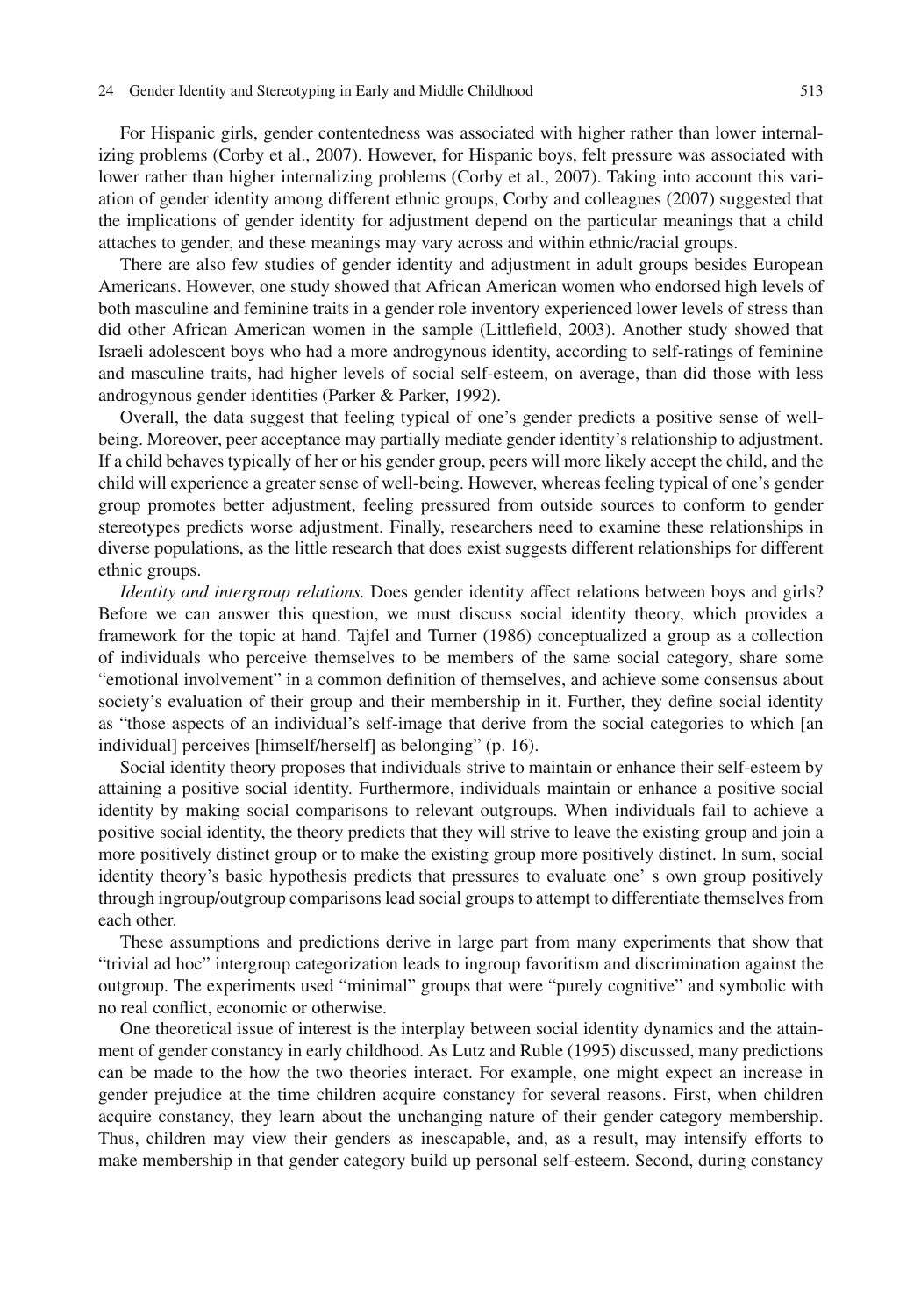For Hispanic girls, gender contentedness was associated with higher rather than lower internalizing problems (Corby et al., 2007). However, for Hispanic boys, felt pressure was associated with lower rather than higher internalizing problems (Corby et al., 2007). Taking into account this variation of gender identity among different ethnic groups, Corby and colleagues (2007) suggested that the implications of gender identity for adjustment depend on the particular meanings that a child attaches to gender, and these meanings may vary across and within ethnic/racial groups.

There are also few studies of gender identity and adjustment in adult groups besides European Americans. However, one study showed that African American women who endorsed high levels of both masculine and feminine traits in a gender role inventory experienced lower levels of stress than did other African American women in the sample (Littlefield, 2003). Another study showed that Israeli adolescent boys who had a more androgynous identity, according to self-ratings of feminine and masculine traits, had higher levels of social self-esteem, on average, than did those with less androgynous gender identities (Parker & Parker, 1992).

Overall, the data suggest that feeling typical of one's gender predicts a positive sense of well-being. Moreover, peer acceptance may partially mediate gender identity's relationship to adjustment. If a child behaves typically of her or his gender group, peers will more likely accept the child, and the child will experience a greater sense of well-being. However, whereas feeling typical of one's gender group promotes better adjustment, feeling pressured from outside sources to conform to gender stereotypes predicts worse adjustment. Finally, researchers need to examine these relationships in diverse populations, as the little research that does exist suggests different relationships for different ethnic groups.

*Identity and intergroup relations.* Does gender identity affect relations between boys and girls? Before we can answer this question, we must discuss social identity theory, which provides a framework for the topic at hand. Tajfel and Turner (1986) conceptualized a group as a collection of individuals who perceive themselves to be members of the same social category, share some "emotional involvement" in a common definition of themselves, and achieve some consensus about society's evaluation of their group and their membership in it. Further, they define social identity as "those aspects of an individual's self-image that derive from the social categories to which [an individual] perceives [himself/herself] as belonging" (p. 16).

Social identity theory proposes that individuals strive to maintain or enhance their self-esteem by attaining a positive social identity. Furthermore, individuals maintain or enhance a positive social identity by making social comparisons to relevant outgroups. When individuals fail to achieve a positive social identity, the theory predicts that they will strive to leave the existing group and join a more positively distinct group or to make the existing group more positively distinct. In sum, social identity theory's basic hypothesis predicts that pressures to evaluate one' s own group positively through ingroup/outgroup comparisons lead social groups to attempt to differentiate themselves from each other.

These assumptions and predictions derive in large part from many experiments that show that "trivial ad hoc" intergroup categorization leads to ingroup favoritism and discrimination against the outgroup. The experiments used "minimal" groups that were "purely cognitive" and symbolic with no real conflict, economic or otherwise.

One theoretical issue of interest is the interplay between social identity dynamics and the attainment of gender constancy in early childhood. As Lutz and Ruble (1995) discussed, many predictions can be made to the how the two theories interact. For example, one might expect an increase in gender prejudice at the time children acquire constancy for several reasons. First, when children acquire constancy, they learn about the unchanging nature of their gender category membership. Thus, children may view their genders as inescapable, and, as a result, may intensify efforts to make membership in that gender category build up personal self-esteem. Second, during constancy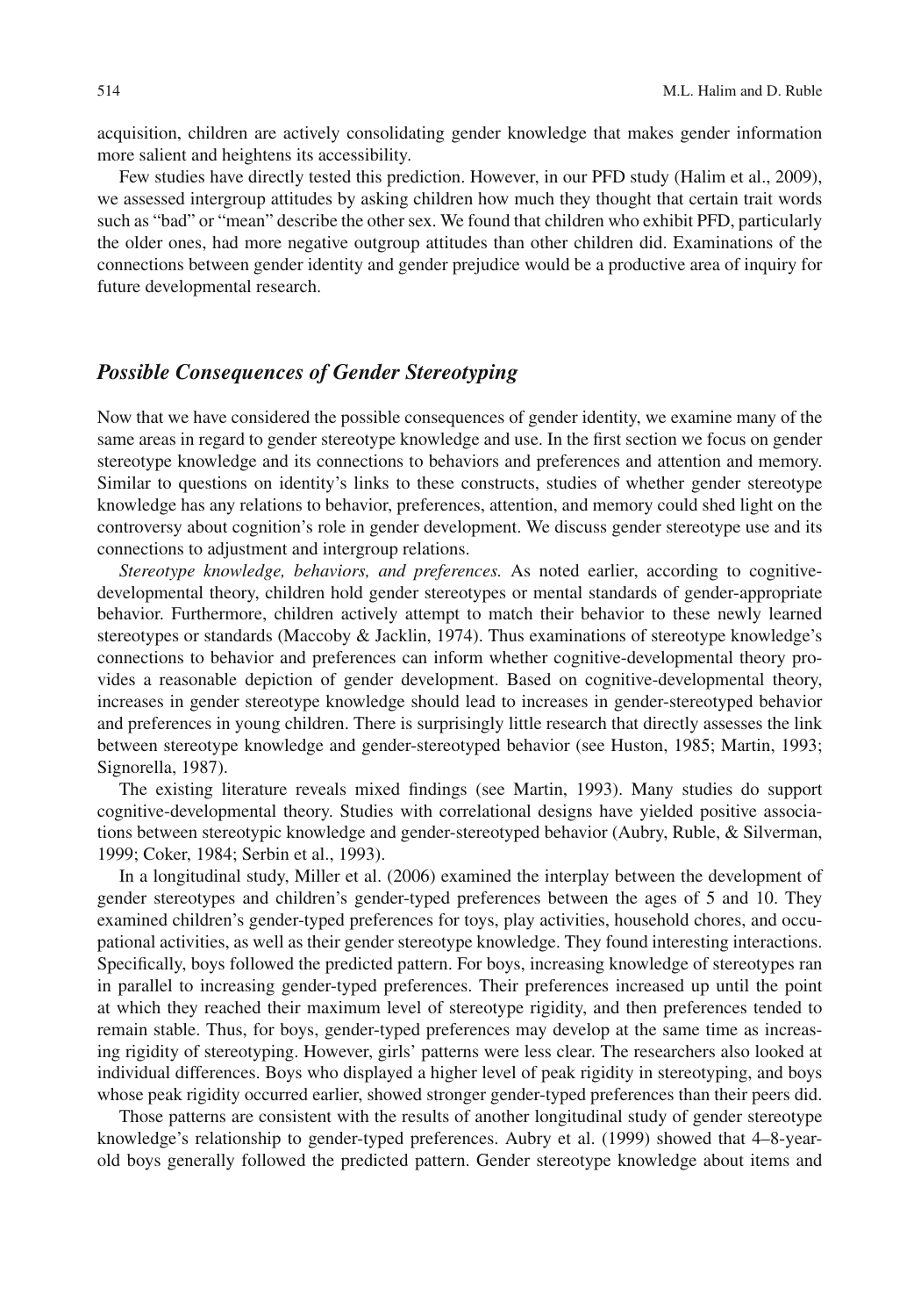acquisition, children are actively consolidating gender knowledge that makes gender information more salient and heightens its accessibility.

Few studies have directly tested this prediction. However, in our PFD study (Halim et al., 2009), we assessed intergroup attitudes by asking children how much they thought that certain trait words such as "bad" or "mean" describe the other sex. We found that children who exhibit PFD, particularly the older ones, had more negative outgroup attitudes than other children did. Examinations of the connections between gender identity and gender prejudice would be a productive area of inquiry for future developmental research.

## *Possible Consequences of Gender Stereotyping*

Now that we have considered the possible consequences of gender identity, we examine many of the same areas in regard to gender stereotype knowledge and use. In the first section we focus on gender stereotype knowledge and its connections to behaviors and preferences and attention and memory. Similar to questions on identity's links to these constructs, studies of whether gender stereotype knowledge has any relations to behavior, preferences, attention, and memory could shed light on the controversy about cognition's role in gender development. We discuss gender stereotype use and its connections to adjustment and intergroup relations.

*Stereotype knowledge, behaviors, and preferences.* As noted earlier, according to cognitive-developmental theory, children hold gender stereotypes or mental standards of gender-appropriate behavior. Furthermore, children actively attempt to match their behavior to these newly learned stereotypes or standards (Maccoby & Jacklin, 1974). Thus examinations of stereotype knowledge's connections to behavior and preferences can inform whether cognitive-developmental theory provides a reasonable depiction of gender development. Based on cognitive-developmental theory, increases in gender stereotype knowledge should lead to increases in gender-stereotyped behavior and preferences in young children. There is surprisingly little research that directly assesses the link between stereotype knowledge and gender-stereotyped behavior (see Huston, 1985; Martin, 1993; Signorella, 1987).

The existing literature reveals mixed findings (see Martin, 1993). Many studies do support cognitive-developmental theory. Studies with correlational designs have yielded positive associations between stereotypic knowledge and gender-stereotyped behavior (Aubry, Ruble, & Silverman, 1999; Coker, 1984; Serbin et al., 1993).

In a longitudinal study, Miller et al. (2006) examined the interplay between the development of gender stereotypes and children's gender-typed preferences between the ages of 5 and 10. They examined children's gender-typed preferences for toys, play activities, household chores, and occupational activities, as well as their gender stereotype knowledge. They found interesting interactions. Specifically, boys followed the predicted pattern. For boys, increasing knowledge of stereotypes ran in parallel to increasing gender-typed preferences. Their preferences increased up until the point at which they reached their maximum level of stereotype rigidity, and then preferences tended to remain stable. Thus, for boys, gender-typed preferences may develop at the same time as increasing rigidity of stereotyping. However, girls' patterns were less clear. The researchers also looked at individual differences. Boys who displayed a higher level of peak rigidity in stereotyping, and boys whose peak rigidity occurred earlier, showed stronger gender-typed preferences than their peers did.

Those patterns are consistent with the results of another longitudinal study of gender stereotype knowledge's relationship to gender-typed preferences. Aubry et al. (1999) showed that 4–8-year-old boys generally followed the predicted pattern. Gender stereotype knowledge about items and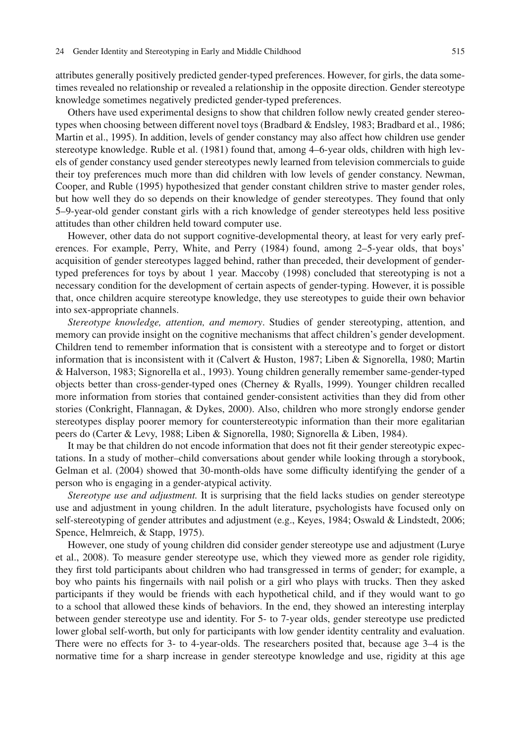attributes generally positively predicted gender-typed preferences. However, for girls, the data sometimes revealed no relationship or revealed a relationship in the opposite direction. Gender stereotype knowledge sometimes negatively predicted gender-typed preferences.

Others have used experimental designs to show that children follow newly created gender stereotypes when choosing between different novel toys (Bradbard & Endsley, 1983; Bradbard et al., 1986; Martin et al., 1995). In addition, levels of gender constancy may also affect how children use gender stereotype knowledge. Ruble et al. (1981) found that, among 4–6-year olds, children with high levels of gender constancy used gender stereotypes newly learned from television commercials to guide their toy preferences much more than did children with low levels of gender constancy. Newman, Cooper, and Ruble (1995) hypothesized that gender constant children strive to master gender roles, but how well they do so depends on their knowledge of gender stereotypes. They found that only 5–9-year-old gender constant girls with a rich knowledge of gender stereotypes held less positive attitudes than other children held toward computer use.

However, other data do not support cognitive-developmental theory, at least for very early preferences. For example, Perry, White, and Perry (1984) found, among 2–5-year olds, that boys' acquisition of gender stereotypes lagged behind, rather than preceded, their development of gender-typed preferences for toys by about 1 year. Maccoby (1998) concluded that stereotyping is not a necessary condition for the development of certain aspects of gender-typing. However, it is possible that, once children acquire stereotype knowledge, they use stereotypes to guide their own behavior into sex-appropriate channels.

*Stereotype knowledge, attention, and memory*. Studies of gender stereotyping, attention, and memory can provide insight on the cognitive mechanisms that affect children's gender development. Children tend to remember information that is consistent with a stereotype and to forget or distort information that is inconsistent with it (Calvert & Huston, 1987; Liben & Signorella, 1980; Martin & Halverson, 1983; Signorella et al., 1993). Young children generally remember same-gender-typed objects better than cross-gender-typed ones (Cherney & Ryalls, 1999). Younger children recalled more information from stories that contained gender-consistent activities than they did from other stories (Conkright, Flannagan, & Dykes, 2000). Also, children who more strongly endorse gender stereotypes display poorer memory for counterstereotypic information than their more egalitarian peers do (Carter & Levy, 1988; Liben & Signorella, 1980; Signorella & Liben, 1984).

It may be that children do not encode information that does not fit their gender stereotypic expectations. In a study of mother–child conversations about gender while looking through a storybook, Gelman et al. (2004) showed that 30-month-olds have some difficulty identifying the gender of a person who is engaging in a gender-atypical activity.

*Stereotype use and adjustment.* It is surprising that the field lacks studies on gender stereotype use and adjustment in young children. In the adult literature, psychologists have focused only on self-stereotyping of gender attributes and adjustment (e.g., Keyes, 1984; Oswald & Lindstedt, 2006; Spence, Helmreich, & Stapp, 1975).

However, one study of young children did consider gender stereotype use and adjustment (Lurye et al., 2008). To measure gender stereotype use, which they viewed more as gender role rigidity, they first told participants about children who had transgressed in terms of gender; for example, a boy who paints his fingernails with nail polish or a girl who plays with trucks. Then they asked participants if they would be friends with each hypothetical child, and if they would want to go to a school that allowed these kinds of behaviors. In the end, they showed an interesting interplay between gender stereotype use and identity. For 5- to 7-year olds, gender stereotype use predicted lower global self-worth, but only for participants with low gender identity centrality and evaluation. There were no effects for 3- to 4-year-olds. The researchers posited that, because age 3–4 is the normative time for a sharp increase in gender stereotype knowledge and use, rigidity at this age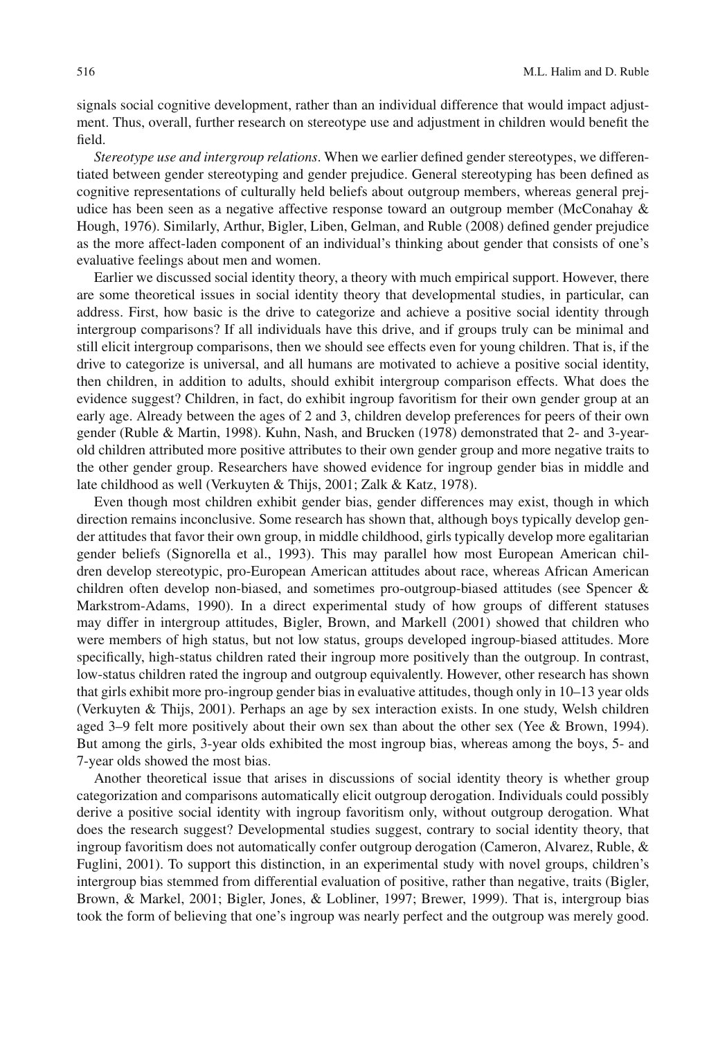signals social cognitive development, rather than an individual difference that would impact adjustment. Thus, overall, further research on stereotype use and adjustment in children would benefit the field.

*Stereotype use and intergroup relations*. When we earlier defined gender stereotypes, we differentiated between gender stereotyping and gender prejudice. General stereotyping has been defined as cognitive representations of culturally held beliefs about outgroup members, whereas general prejudice has been seen as a negative affective response toward an outgroup member (McConahay & Hough, 1976). Similarly, Arthur, Bigler, Liben, Gelman, and Ruble (2008) defined gender prejudice as the more affect-laden component of an individual's thinking about gender that consists of one's evaluative feelings about men and women.

Earlier we discussed social identity theory, a theory with much empirical support. However, there are some theoretical issues in social identity theory that developmental studies, in particular, can address. First, how basic is the drive to categorize and achieve a positive social identity through intergroup comparisons? If all individuals have this drive, and if groups truly can be minimal and still elicit intergroup comparisons, then we should see effects even for young children. That is, if the drive to categorize is universal, and all humans are motivated to achieve a positive social identity, then children, in addition to adults, should exhibit intergroup comparison effects. What does the evidence suggest? Children, in fact, do exhibit ingroup favoritism for their own gender group at an early age. Already between the ages of 2 and 3, children develop preferences for peers of their own gender (Ruble & Martin, 1998). Kuhn, Nash, and Brucken (1978) demonstrated that 2- and 3-year-old children attributed more positive attributes to their own gender group and more negative traits to the other gender group. Researchers have showed evidence for ingroup gender bias in middle and late childhood as well (Verkuyten & Thijs, 2001; Zalk & Katz, 1978).

Even though most children exhibit gender bias, gender differences may exist, though in which direction remains inconclusive. Some research has shown that, although boys typically develop gender attitudes that favor their own group, in middle childhood, girls typically develop more egalitarian gender beliefs (Signorella et al., 1993). This may parallel how most European American children develop stereotypic, pro-European American attitudes about race, whereas African American children often develop non-biased, and sometimes pro-outgroup-biased attitudes (see Spencer & Markstrom-Adams, 1990). In a direct experimental study of how groups of different statuses may differ in intergroup attitudes, Bigler, Brown, and Markell (2001) showed that children who were members of high status, but not low status, groups developed ingroup-biased attitudes. More specifically, high-status children rated their ingroup more positively than the outgroup. In contrast, low-status children rated the ingroup and outgroup equivalently. However, other research has shown that girls exhibit more pro-ingroup gender bias in evaluative attitudes, though only in 10–13 year olds (Verkuyten & Thijs, 2001). Perhaps an age by sex interaction exists. In one study, Welsh children aged 3–9 felt more positively about their own sex than about the other sex (Yee & Brown, 1994). But among the girls, 3-year olds exhibited the most ingroup bias, whereas among the boys, 5- and 7-year olds showed the most bias.

Another theoretical issue that arises in discussions of social identity theory is whether group categorization and comparisons automatically elicit outgroup derogation. Individuals could possibly derive a positive social identity with ingroup favoritism only, without outgroup derogation. What does the research suggest? Developmental studies suggest, contrary to social identity theory, that ingroup favoritism does not automatically confer outgroup derogation (Cameron, Alvarez, Ruble, & Fuglini, 2001). To support this distinction, in an experimental study with novel groups, children's intergroup bias stemmed from differential evaluation of positive, rather than negative, traits (Bigler, Brown, & Markel, 2001; Bigler, Jones, & Lobliner, 1997; Brewer, 1999). That is, intergroup bias took the form of believing that one's ingroup was nearly perfect and the outgroup was merely good.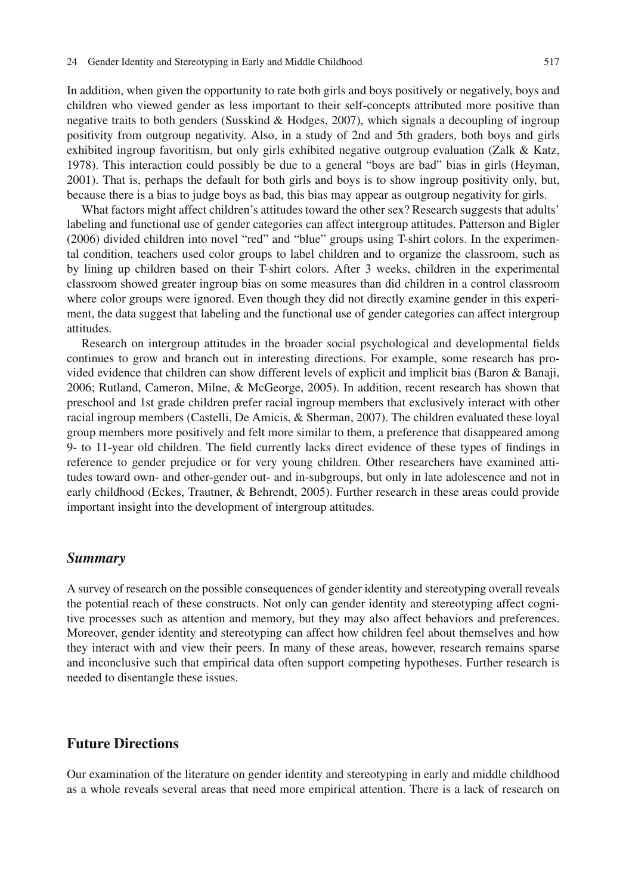In addition, when given the opportunity to rate both girls and boys positively or negatively, boys and children who viewed gender as less important to their self-concepts attributed more positive than negative traits to both genders (Susskind & Hodges, 2007), which signals a decoupling of ingroup positivity from outgroup negativity. Also, in a study of 2nd and 5th graders, both boys and girls exhibited ingroup favoritism, but only girls exhibited negative outgroup evaluation (Zalk & Katz, 1978). This interaction could possibly be due to a general "boys are bad" bias in girls (Heyman, 2001). That is, perhaps the default for both girls and boys is to show ingroup positivity only, but, because there is a bias to judge boys as bad, this bias may appear as outgroup negativity for girls.

What factors might affect children's attitudes toward the other sex? Research suggests that adults' labeling and functional use of gender categories can affect intergroup attitudes. Patterson and Bigler (2006) divided children into novel "red" and "blue" groups using T-shirt colors. In the experimental condition, teachers used color groups to label children and to organize the classroom, such as by lining up children based on their T-shirt colors. After 3 weeks, children in the experimental classroom showed greater ingroup bias on some measures than did children in a control classroom where color groups were ignored. Even though they did not directly examine gender in this experiment, the data suggest that labeling and the functional use of gender categories can affect intergroup attitudes.

Research on intergroup attitudes in the broader social psychological and developmental fields continues to grow and branch out in interesting directions. For example, some research has provided evidence that children can show different levels of explicit and implicit bias (Baron & Banaji, 2006; Rutland, Cameron, Milne, & McGeorge, 2005). In addition, recent research has shown that preschool and 1st grade children prefer racial ingroup members that exclusively interact with other racial ingroup members (Castelli, De Amicis, & Sherman, 2007). The children evaluated these loyal group members more positively and felt more similar to them, a preference that disappeared among 9- to 11-year old children. The field currently lacks direct evidence of these types of findings in reference to gender prejudice or for very young children. Other researchers have examined attitudes toward own- and other-gender out- and in-subgroups, but only in late adolescence and not in early childhood (Eckes, Trautner, & Behrendt, 2005). Further research in these areas could provide important insight into the development of intergroup attitudes.

### *Summary*

A survey of research on the possible consequences of gender identity and stereotyping overall reveals the potential reach of these constructs. Not only can gender identity and stereotyping affect cognitive processes such as attention and memory, but they may also affect behaviors and preferences. Moreover, gender identity and stereotyping can affect how children feel about themselves and how they interact with and view their peers. In many of these areas, however, research remains sparse and inconclusive such that empirical data often support competing hypotheses. Further research is needed to disentangle these issues.

## Future Directions

Our examination of the literature on gender identity and stereotyping in early and middle childhood as a whole reveals several areas that need more empirical attention. There is a lack of research on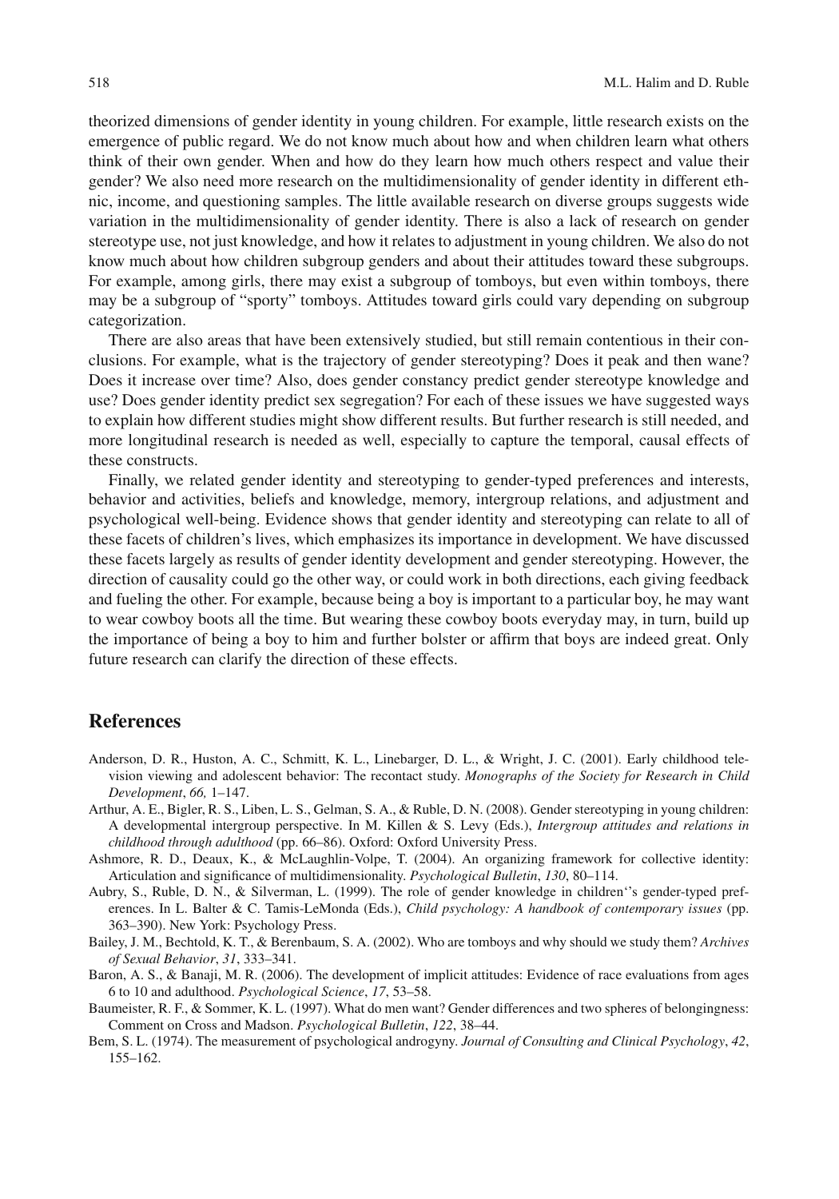theorized dimensions of gender identity in young children. For example, little research exists on the emergence of public regard. We do not know much about how and when children learn what others think of their own gender. When and how do they learn how much others respect and value their gender? We also need more research on the multidimensionality of gender identity in different ethnic, income, and questioning samples. The little available research on diverse groups suggests wide variation in the multidimensionality of gender identity. There is also a lack of research on gender stereotype use, not just knowledge, and how it relates to adjustment in young children. We also do not know much about how children subgroup genders and about their attitudes toward these subgroups. For example, among girls, there may exist a subgroup of tomboys, but even within tomboys, there may be a subgroup of "sporty" tomboys. Attitudes toward girls could vary depending on subgroup categorization.

There are also areas that have been extensively studied, but still remain contentious in their conclusions. For example, what is the trajectory of gender stereotyping? Does it peak and then wane? Does it increase over time? Also, does gender constancy predict gender stereotype knowledge and use? Does gender identity predict sex segregation? For each of these issues we have suggested ways to explain how different studies might show different results. But further research is still needed, and more longitudinal research is needed as well, especially to capture the temporal, causal effects of these constructs.

Finally, we related gender identity and stereotyping to gender-typed preferences and interests, behavior and activities, beliefs and knowledge, memory, intergroup relations, and adjustment and psychological well-being. Evidence shows that gender identity and stereotyping can relate to all of these facets of children's lives, which emphasizes its importance in development. We have discussed these facets largely as results of gender identity development and gender stereotyping. However, the direction of causality could go the other way, or could work in both directions, each giving feedback and fueling the other. For example, because being a boy is important to a particular boy, he may want to wear cowboy boots all the time. But wearing these cowboy boots everyday may, in turn, build up the importance of being a boy to him and further bolster or affirm that boys are indeed great. Only future research can clarify the direction of these effects.

## References

Anderson, D. R., Huston, A. C., Schmitt, K. L., Linebarger, D. L., & Wright, J. C. (2001). Early childhood television viewing and adolescent behavior: The recontact study. *Monographs of the Society for Research in Child Development*, *66,* 1–147.

Arthur, A. E., Bigler, R. S., Liben, L. S., Gelman, S. A., & Ruble, D. N. (2008). Gender stereotyping in young children: A developmental intergroup perspective. In M. Killen & S. Levy (Eds.), *Intergroup attitudes and relations in childhood through adulthood* (pp. 66–86). Oxford: Oxford University Press.

Ashmore, R. D., Deaux, K., & McLaughlin-Volpe, T. (2004). An organizing framework for collective identity: Articulation and significance of multidimensionality. *Psychological Bulletin*, *130*, 80–114.

Aubry, S., Ruble, D. N., & Silverman, L. (1999). The role of gender knowledge in children''s gender-typed preferences. In L. Balter & C. Tamis-LeMonda (Eds.), *Child psychology: A handbook of contemporary issues* (pp. 363–390). New York: Psychology Press.

Bailey, J. M., Bechtold, K. T., & Berenbaum, S. A. (2002). Who are tomboys and why should we study them? *Archives of Sexual Behavior*, *31*, 333–341.

Baron, A. S., & Banaji, M. R. (2006). The development of implicit attitudes: Evidence of race evaluations from ages 6 to 10 and adulthood. *Psychological Science*, *17*, 53–58.

Baumeister, R. F., & Sommer, K. L. (1997). What do men want? Gender differences and two spheres of belongingness: Comment on Cross and Madson. *Psychological Bulletin*, *122*, 38–44.

Bem, S. L. (1974). The measurement of psychological androgyny. *Journal of Consulting and Clinical Psychology*, *42*, 155–162.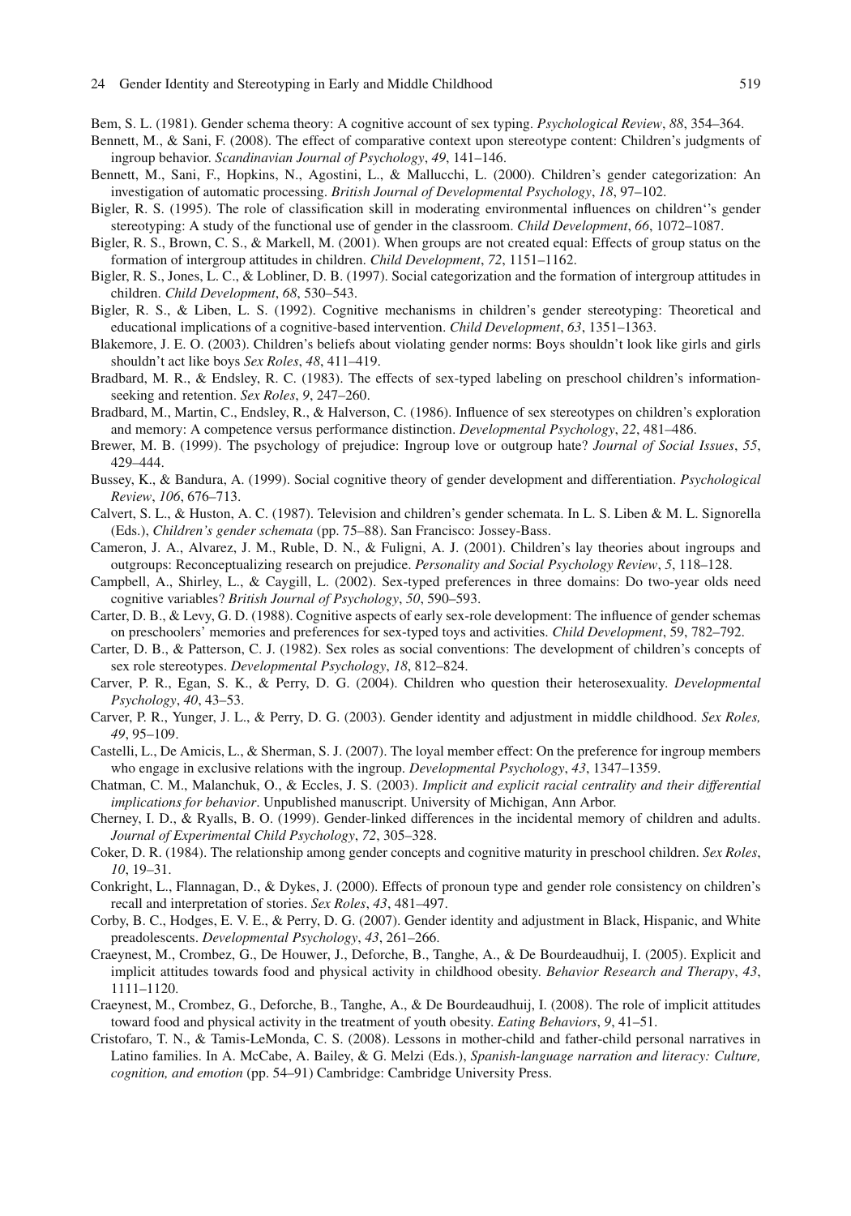Bem, S. L. (1981). Gender schema theory: A cognitive account of sex typing. *Psychological Review*, *88*, 354–364.

Bennett, M., & Sani, F. (2008). The effect of comparative context upon stereotype content: Children's judgments of ingroup behavior. *Scandinavian Journal of Psychology*, *49*, 141–146.

Bennett, M., Sani, F., Hopkins, N., Agostini, L., & Mallucchi, L. (2000). Children's gender categorization: An investigation of automatic processing. *British Journal of Developmental Psychology*, *18*, 97–102.

Bigler, R. S. (1995). The role of classification skill in moderating environmental influences on children''s gender stereotyping: A study of the functional use of gender in the classroom. *Child Development*, *66*, 1072–1087.

Bigler, R. S., Brown, C. S., & Markell, M. (2001). When groups are not created equal: Effects of group status on the formation of intergroup attitudes in children. *Child Development*, *72*, 1151–1162.

Bigler, R. S., Jones, L. C., & Lobliner, D. B. (1997). Social categorization and the formation of intergroup attitudes in children. *Child Development*, *68*, 530–543.

Bigler, R. S., & Liben, L. S. (1992). Cognitive mechanisms in children's gender stereotyping: Theoretical and educational implications of a cognitive-based intervention. *Child Development*, *63*, 1351–1363.

Blakemore, J. E. O. (2003). Children's beliefs about violating gender norms: Boys shouldn't look like girls and girls shouldn't act like boys *Sex Roles*, *48*, 411–419.

Bradbard, M. R., & Endsley, R. C. (1983). The effects of sex-typed labeling on preschool children's information-seeking and retention. *Sex Roles*, *9*, 247–260.

Bradbard, M., Martin, C., Endsley, R., & Halverson, C. (1986). Influence of sex stereotypes on children's exploration and memory: A competence versus performance distinction. *Developmental Psychology*, *22*, 481–486.

Brewer, M. B. (1999). The psychology of prejudice: Ingroup love or outgroup hate? *Journal of Social Issues*, *55*, 429–444.

Bussey, K., & Bandura, A. (1999). Social cognitive theory of gender development and differentiation. *Psychological Review*, *106*, 676–713.

Calvert, S. L., & Huston, A. C. (1987). Television and children's gender schemata. In L. S. Liben & M. L. Signorella (Eds.), *Children's gender schemata* (pp. 75–88). San Francisco: Jossey-Bass.

Cameron, J. A., Alvarez, J. M., Ruble, D. N., & Fuligni, A. J. (2001). Children's lay theories about ingroups and outgroups: Reconceptualizing research on prejudice. *Personality and Social Psychology Review*, *5*, 118–128.

Campbell, A., Shirley, L., & Caygill, L. (2002). Sex-typed preferences in three domains: Do two-year olds need cognitive variables? *British Journal of Psychology*, *50*, 590–593.

Carter, D. B., & Levy, G. D. (1988). Cognitive aspects of early sex-role development: The influence of gender schemas on preschoolers' memories and preferences for sex-typed toys and activities. *Child Development*, 59, 782–792.

Carter, D. B., & Patterson, C. J. (1982). Sex roles as social conventions: The development of children's concepts of sex role stereotypes. *Developmental Psychology*, *18*, 812–824.

Carver, P. R., Egan, S. K., & Perry, D. G. (2004). Children who question their heterosexuality. *Developmental Psychology*, *40*, 43–53.

Carver, P. R., Yunger, J. L., & Perry, D. G. (2003). Gender identity and adjustment in middle childhood. *Sex Roles, 49*, 95–109.

Castelli, L., De Amicis, L., & Sherman, S. J. (2007). The loyal member effect: On the preference for ingroup members who engage in exclusive relations with the ingroup. *Developmental Psychology*, *43*, 1347–1359.

Chatman, C. M., Malanchuk, O., & Eccles, J. S. (2003). *Implicit and explicit racial centrality and their differential implications for behavior*. Unpublished manuscript. University of Michigan, Ann Arbor.

Cherney, I. D., & Ryalls, B. O. (1999). Gender-linked differences in the incidental memory of children and adults. *Journal of Experimental Child Psychology*, *72*, 305–328.

Coker, D. R. (1984). The relationship among gender concepts and cognitive maturity in preschool children. *Sex Roles*, *10*, 19–31.

Conkright, L., Flannagan, D., & Dykes, J. (2000). Effects of pronoun type and gender role consistency on children's recall and interpretation of stories. *Sex Roles*, *43*, 481–497.

Corby, B. C., Hodges, E. V. E., & Perry, D. G. (2007). Gender identity and adjustment in Black, Hispanic, and White preadolescents. *Developmental Psychology*, *43*, 261–266.

Craeynest, M., Crombez, G., De Houwer, J., Deforche, B., Tanghe, A., & De Bourdeaudhuij, I. (2005). Explicit and implicit attitudes towards food and physical activity in childhood obesity. *Behavior Research and Therapy*, *43*, 1111–1120.

Craeynest, M., Crombez, G., Deforche, B., Tanghe, A., & De Bourdeaudhuij, I. (2008). The role of implicit attitudes toward food and physical activity in the treatment of youth obesity. *Eating Behaviors*, *9*, 41–51.

Cristofaro, T. N., & Tamis-LeMonda, C. S. (2008). Lessons in mother-child and father-child personal narratives in Latino families. In A. McCabe, A. Bailey, & G. Melzi (Eds.), *Spanish-language narration and literacy: Culture, cognition, and emotion* (pp. 54–91) Cambridge: Cambridge University Press.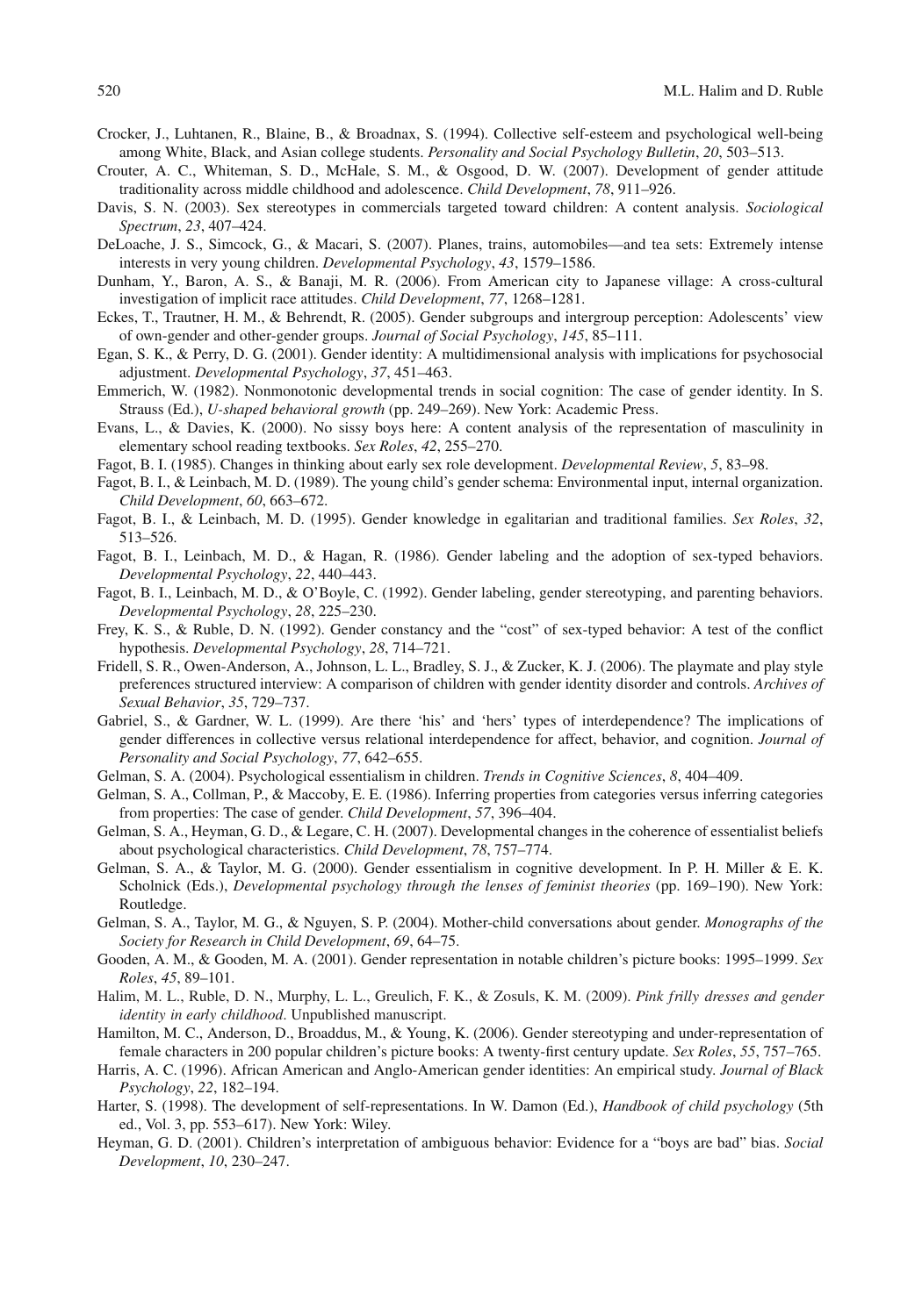Crocker, J., Luhtanen, R., Blaine, B., & Broadnax, S. (1994). Collective self-esteem and psychological well-being among White, Black, and Asian college students. *Personality and Social Psychology Bulletin*, *20*, 503–513.

Crouter, A. C., Whiteman, S. D., McHale, S. M., & Osgood, D. W. (2007). Development of gender attitude traditionality across middle childhood and adolescence. *Child Development*, *78*, 911–926.

Davis, S. N. (2003). Sex stereotypes in commercials targeted toward children: A content analysis. *Sociological Spectrum*, *23*, 407–424.

DeLoache, J. S., Simcock, G., & Macari, S. (2007). Planes, trains, automobiles—and tea sets: Extremely intense interests in very young children. *Developmental Psychology*, *43*, 1579–1586.

Dunham, Y., Baron, A. S., & Banaji, M. R. (2006). From American city to Japanese village: A cross-cultural investigation of implicit race attitudes. *Child Development*, *77*, 1268–1281.

Eckes, T., Trautner, H. M., & Behrendt, R. (2005). Gender subgroups and intergroup perception: Adolescents' view of own-gender and other-gender groups. *Journal of Social Psychology*, *145*, 85–111.

Egan, S. K., & Perry, D. G. (2001). Gender identity: A multidimensional analysis with implications for psychosocial adjustment. *Developmental Psychology*, *37*, 451–463.

Emmerich, W. (1982). Nonmonotonic developmental trends in social cognition: The case of gender identity. In S. Strauss (Ed.), *U-shaped behavioral growth* (pp. 249–269). New York: Academic Press.

Evans, L., & Davies, K. (2000). No sissy boys here: A content analysis of the representation of masculinity in elementary school reading textbooks. *Sex Roles*, *42*, 255–270.

Fagot, B. I. (1985). Changes in thinking about early sex role development. *Developmental Review*, *5*, 83–98.

Fagot, B. I., & Leinbach, M. D. (1989). The young child's gender schema: Environmental input, internal organization. *Child Development*, *60*, 663–672.

Fagot, B. I., & Leinbach, M. D. (1995). Gender knowledge in egalitarian and traditional families. *Sex Roles*, *32*, 513–526.

Fagot, B. I., Leinbach, M. D., & Hagan, R. (1986). Gender labeling and the adoption of sex-typed behaviors. *Developmental Psychology*, *22*, 440–443.

Fagot, B. I., Leinbach, M. D., & O'Boyle, C. (1992). Gender labeling, gender stereotyping, and parenting behaviors. *Developmental Psychology*, *28*, 225–230.

Frey, K. S., & Ruble, D. N. (1992). Gender constancy and the "cost" of sex-typed behavior: A test of the conflict hypothesis. *Developmental Psychology*, *28*, 714–721.

Fridell, S. R., Owen-Anderson, A., Johnson, L. L., Bradley, S. J., & Zucker, K. J. (2006). The playmate and play style preferences structured interview: A comparison of children with gender identity disorder and controls. *Archives of Sexual Behavior*, *35*, 729–737.

Gabriel, S., & Gardner, W. L. (1999). Are there 'his' and 'hers' types of interdependence? The implications of gender differences in collective versus relational interdependence for affect, behavior, and cognition. *Journal of Personality and Social Psychology*, *77*, 642–655.

Gelman, S. A. (2004). Psychological essentialism in children. *Trends in Cognitive Sciences*, *8*, 404–409.

Gelman, S. A., Collman, P., & Maccoby, E. E. (1986). Inferring properties from categories versus inferring categories from properties: The case of gender. *Child Development*, *57*, 396–404.

Gelman, S. A., Heyman, G. D., & Legare, C. H. (2007). Developmental changes in the coherence of essentialist beliefs about psychological characteristics. *Child Development*, *78*, 757–774.

Gelman, S. A., & Taylor, M. G. (2000). Gender essentialism in cognitive development. In P. H. Miller & E. K. Scholnick (Eds.), *Developmental psychology through the lenses of feminist theories* (pp. 169–190). New York: Routledge.

Gelman, S. A., Taylor, M. G., & Nguyen, S. P. (2004). Mother-child conversations about gender. *Monographs of the Society for Research in Child Development*, *69*, 64–75.

Gooden, A. M., & Gooden, M. A. (2001). Gender representation in notable children's picture books: 1995–1999. *Sex Roles*, *45*, 89–101.

Halim, M. L., Ruble, D. N., Murphy, L. L., Greulich, F. K., & Zosuls, K. M. (2009). *Pink frilly dresses and gender identity in early childhood*. Unpublished manuscript.

Hamilton, M. C., Anderson, D., Broaddus, M., & Young, K. (2006). Gender stereotyping and under-representation of female characters in 200 popular children's picture books: A twenty-first century update. *Sex Roles*, *55*, 757–765.

Harris, A. C. (1996). African American and Anglo-American gender identities: An empirical study. *Journal of Black Psychology*, *22*, 182–194.

Harter, S. (1998). The development of self-representations. In W. Damon (Ed.), *Handbook of child psychology* (5th ed., Vol. 3, pp. 553–617). New York: Wiley.

Heyman, G. D. (2001). Children's interpretation of ambiguous behavior: Evidence for a "boys are bad" bias. *Social Development*, *10*, 230–247.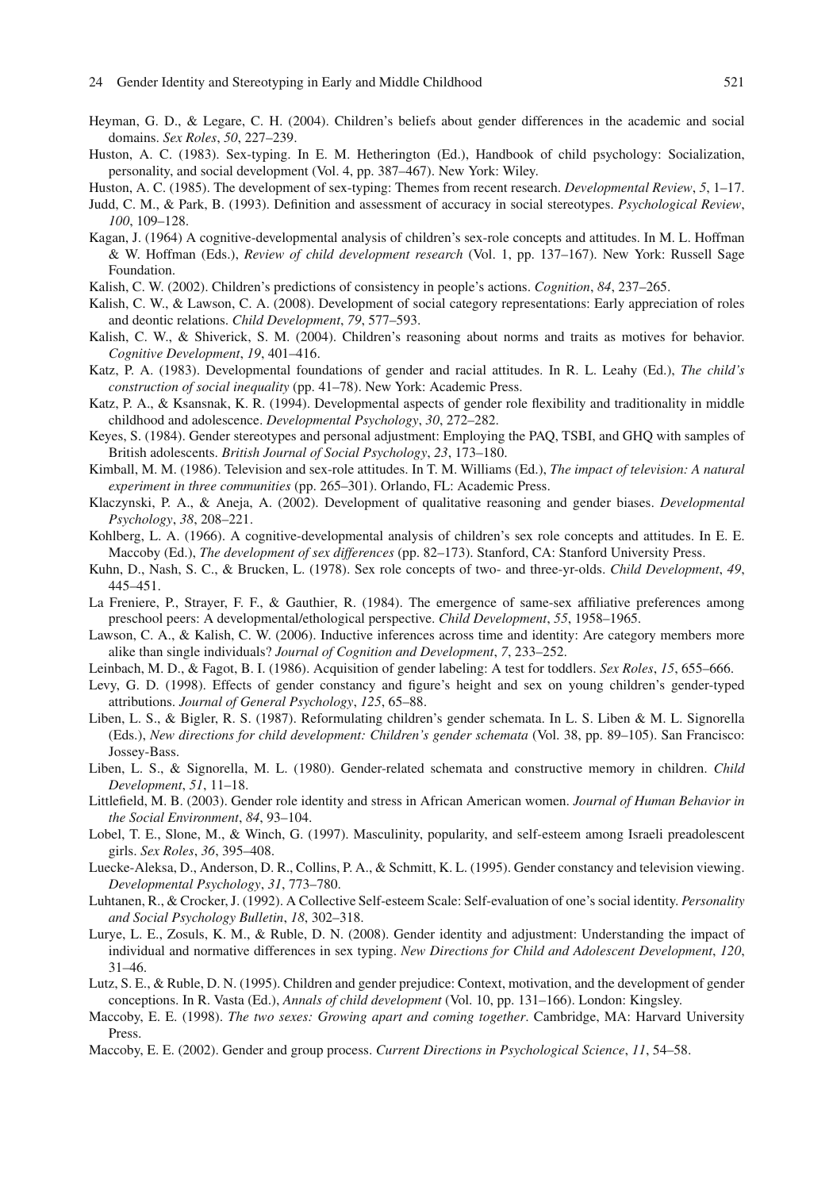Heyman, G. D., & Legare, C. H. (2004). Children's beliefs about gender differences in the academic and social domains. *Sex Roles*, *50*, 227–239.

Huston, A. C. (1983). Sex-typing. In E. M. Hetherington (Ed.), Handbook of child psychology: Socialization, personality, and social development (Vol. 4, pp. 387–467). New York: Wiley.

Huston, A. C. (1985). The development of sex-typing: Themes from recent research. *Developmental Review*, *5*, 1–17.

Judd, C. M., & Park, B. (1993). Definition and assessment of accuracy in social stereotypes. *Psychological Review*, *100*, 109–128.

Kagan, J. (1964) A cognitive-developmental analysis of children's sex-role concepts and attitudes. In M. L. Hoffman & W. Hoffman (Eds.), *Review of child development research* (Vol. 1, pp. 137–167). New York: Russell Sage Foundation.

Kalish, C. W. (2002). Children's predictions of consistency in people's actions. *Cognition*, *84*, 237–265.

Kalish, C. W., & Lawson, C. A. (2008). Development of social category representations: Early appreciation of roles and deontic relations. *Child Development*, *79*, 577–593.

Kalish, C. W., & Shiverick, S. M. (2004). Children's reasoning about norms and traits as motives for behavior. *Cognitive Development*, *19*, 401–416.

Katz, P. A. (1983). Developmental foundations of gender and racial attitudes. In R. L. Leahy (Ed.), *The child's construction of social inequality* (pp. 41–78). New York: Academic Press.

Katz, P. A., & Ksansnak, K. R. (1994). Developmental aspects of gender role flexibility and traditionality in middle childhood and adolescence. *Developmental Psychology*, *30*, 272–282.

Keyes, S. (1984). Gender stereotypes and personal adjustment: Employing the PAQ, TSBI, and GHQ with samples of British adolescents. *British Journal of Social Psychology*, *23*, 173–180.

Kimball, M. M. (1986). Television and sex-role attitudes. In T. M. Williams (Ed.), *The impact of television: A natural experiment in three communities* (pp. 265–301). Orlando, FL: Academic Press.

Klaczynski, P. A., & Aneja, A. (2002). Development of qualitative reasoning and gender biases. *Developmental Psychology*, *38*, 208–221.

Kohlberg, L. A. (1966). A cognitive-developmental analysis of children's sex role concepts and attitudes. In E. E. Maccoby (Ed.), *The development of sex differences* (pp. 82–173). Stanford, CA: Stanford University Press.

Kuhn, D., Nash, S. C., & Brucken, L. (1978). Sex role concepts of two- and three-yr-olds. *Child Development*, *49*, 445–451.

La Freniere, P., Strayer, F. F., & Gauthier, R. (1984). The emergence of same-sex affiliative preferences among preschool peers: A developmental/ethological perspective. *Child Development*, *55*, 1958–1965.

Lawson, C. A., & Kalish, C. W. (2006). Inductive inferences across time and identity: Are category members more alike than single individuals? *Journal of Cognition and Development*, *7*, 233–252.

Leinbach, M. D., & Fagot, B. I. (1986). Acquisition of gender labeling: A test for toddlers. *Sex Roles*, *15*, 655–666.

Levy, G. D. (1998). Effects of gender constancy and figure's height and sex on young children's gender-typed attributions. *Journal of General Psychology*, *125*, 65–88.

Liben, L. S., & Bigler, R. S. (1987). Reformulating children's gender schemata. In L. S. Liben & M. L. Signorella (Eds.), *New directions for child development: Children's gender schemata* (Vol. 38, pp. 89–105). San Francisco: Jossey-Bass.

Liben, L. S., & Signorella, M. L. (1980). Gender-related schemata and constructive memory in children. *Child Development*, *51*, 11–18.

Littlefield, M. B. (2003). Gender role identity and stress in African American women. *Journal of Human Behavior in the Social Environment*, *84*, 93–104.

Lobel, T. E., Slone, M., & Winch, G. (1997). Masculinity, popularity, and self-esteem among Israeli preadolescent girls. *Sex Roles*, *36*, 395–408.

Luecke-Aleksa, D., Anderson, D. R., Collins, P. A., & Schmitt, K. L. (1995). Gender constancy and television viewing. *Developmental Psychology*, *31*, 773–780.

Luhtanen, R., & Crocker, J. (1992). A Collective Self-esteem Scale: Self-evaluation of one's social identity. *Personality and Social Psychology Bulletin*, *18*, 302–318.

Lurye, L. E., Zosuls, K. M., & Ruble, D. N. (2008). Gender identity and adjustment: Understanding the impact of individual and normative differences in sex typing. *New Directions for Child and Adolescent Development*, *120*, 31–46.

Lutz, S. E., & Ruble, D. N. (1995). Children and gender prejudice: Context, motivation, and the development of gender conceptions. In R. Vasta (Ed.), *Annals of child development* (Vol. 10, pp. 131–166). London: Kingsley.

Maccoby, E. E. (1998). *The two sexes: Growing apart and coming together*. Cambridge, MA: Harvard University Press.

Maccoby, E. E. (2002). Gender and group process. *Current Directions in Psychological Science*, *11*, 54–58.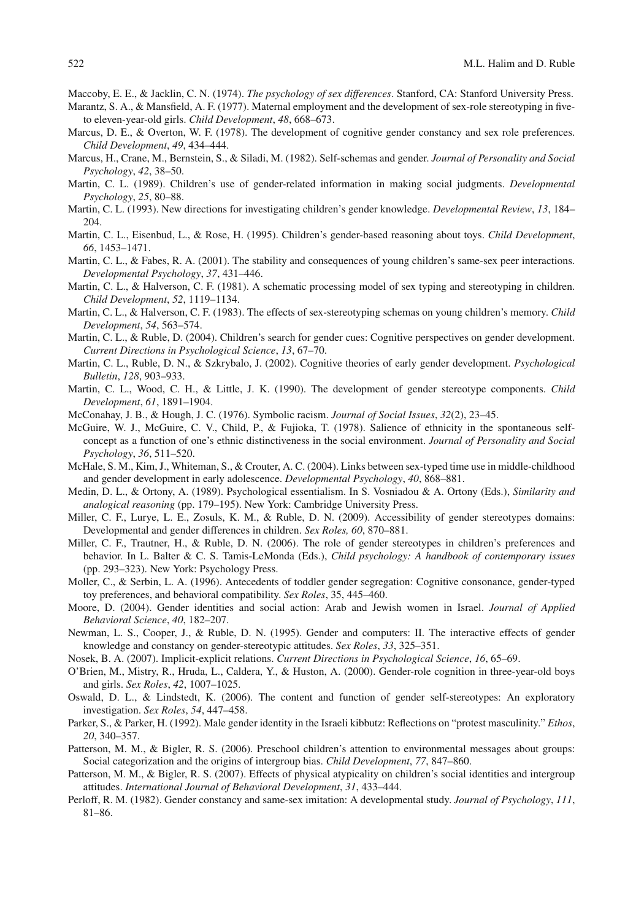Maccoby, E. E., & Jacklin, C. N. (1974). *The psychology of sex differences*. Stanford, CA: Stanford University Press.

Marantz, S. A., & Mansfield, A. F. (1977). Maternal employment and the development of sex-role stereotyping in five- to eleven-year-old girls. *Child Development*, *48*, 668–673.

Marcus, D. E., & Overton, W. F. (1978). The development of cognitive gender constancy and sex role preferences. *Child Development*, *49*, 434–444.

Marcus, H., Crane, M., Bernstein, S., & Siladi, M. (1982). Self-schemas and gender. *Journal of Personality and Social Psychology*, *42*, 38–50.

Martin, C. L. (1989). Children's use of gender-related information in making social judgments. *Developmental Psychology*, *25*, 80–88.

Martin, C. L. (1993). New directions for investigating children's gender knowledge. *Developmental Review*, *13*, 184–204.

Martin, C. L., Eisenbud, L., & Rose, H. (1995). Children's gender-based reasoning about toys. *Child Development*, *66*, 1453–1471.

Martin, C. L., & Fabes, R. A. (2001). The stability and consequences of young children's same-sex peer interactions. *Developmental Psychology*, *37*, 431–446.

Martin, C. L., & Halverson, C. F. (1981). A schematic processing model of sex typing and stereotyping in children. *Child Development*, *52*, 1119–1134.

Martin, C. L., & Halverson, C. F. (1983). The effects of sex-stereotyping schemas on young children's memory. *Child Development*, *54*, 563–574.

Martin, C. L., & Ruble, D. (2004). Children's search for gender cues: Cognitive perspectives on gender development. *Current Directions in Psychological Science*, *13*, 67–70.

Martin, C. L., Ruble, D. N., & Szkrybalo, J. (2002). Cognitive theories of early gender development. *Psychological Bulletin*, *128*, 903–933.

Martin, C. L., Wood, C. H., & Little, J. K. (1990). The development of gender stereotype components. *Child Development*, *61*, 1891–1904.

McConahay, J. B., & Hough, J. C. (1976). Symbolic racism. *Journal of Social Issues*, *32*(2), 23–45.

McGuire, W. J., McGuire, C. V., Child, P., & Fujioka, T. (1978). Salience of ethnicity in the spontaneous self-concept as a function of one's ethnic distinctiveness in the social environment. *Journal of Personality and Social Psychology*, *36*, 511–520.

McHale, S. M., Kim, J., Whiteman, S., & Crouter, A. C. (2004). Links between sex-typed time use in middle-childhood and gender development in early adolescence. *Developmental Psychology*, *40*, 868–881.

Medin, D. L., & Ortony, A. (1989). Psychological essentialism. In S. Vosniadou & A. Ortony (Eds.), *Similarity and analogical reasoning* (pp. 179–195). New York: Cambridge University Press.

Miller, C. F., Lurye, L. E., Zosuls, K. M., & Ruble, D. N. (2009). Accessibility of gender stereotypes domains: Developmental and gender differences in children. *Sex Roles, 60*, 870–881.

Miller, C. F., Trautner, H., & Ruble, D. N. (2006). The role of gender stereotypes in children's preferences and behavior. In L. Balter & C. S. Tamis-LeMonda (Eds.), *Child psychology: A handbook of contemporary issues* (pp. 293–323). New York: Psychology Press.

Moller, C., & Serbin, L. A. (1996). Antecedents of toddler gender segregation: Cognitive consonance, gender-typed toy preferences, and behavioral compatibility. *Sex Roles*, 35, 445–460.

Moore, D. (2004). Gender identities and social action: Arab and Jewish women in Israel. *Journal of Applied Behavioral Science*, *40*, 182–207.

Newman, L. S., Cooper, J., & Ruble, D. N. (1995). Gender and computers: II. The interactive effects of gender knowledge and constancy on gender-stereotypic attitudes. *Sex Roles*, *33*, 325–351.

Nosek, B. A. (2007). Implicit-explicit relations. *Current Directions in Psychological Science*, *16*, 65–69.

O'Brien, M., Mistry, R., Hruda, L., Caldera, Y., & Huston, A. (2000). Gender-role cognition in three-year-old boys and girls. *Sex Roles*, *42*, 1007–1025.

Oswald, D. L., & Lindstedt, K. (2006). The content and function of gender self-stereotypes: An exploratory investigation. *Sex Roles*, *54*, 447–458.

Parker, S., & Parker, H. (1992). Male gender identity in the Israeli kibbutz: Reflections on "protest masculinity." *Ethos*, *20*, 340–357.

Patterson, M. M., & Bigler, R. S. (2006). Preschool children's attention to environmental messages about groups: Social categorization and the origins of intergroup bias. *Child Development*, *77*, 847–860.

Patterson, M. M., & Bigler, R. S. (2007). Effects of physical atypicality on children's social identities and intergroup attitudes. *International Journal of Behavioral Development*, *31*, 433–444.

Perloff, R. M. (1982). Gender constancy and same-sex imitation: A developmental study. *Journal of Psychology*, *111*, 81–86.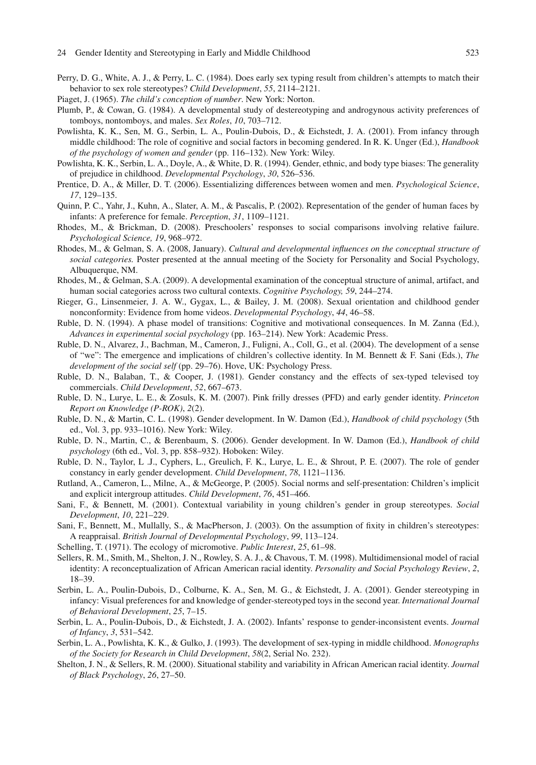Perry, D. G., White, A. J., & Perry, L. C. (1984). Does early sex typing result from children's attempts to match their behavior to sex role stereotypes? *Child Development*, *55*, 2114–2121.

Piaget, J. (1965). *The child's conception of number*. New York: Norton.

Plumb, P., & Cowan, G. (1984). A developmental study of destereotyping and androgynous activity preferences of tomboys, nontomboys, and males. *Sex Roles*, *10*, 703–712.

Powlishta, K. K., Sen, M. G., Serbin, L. A., Poulin-Dubois, D., & Eichstedt, J. A. (2001). From infancy through middle childhood: The role of cognitive and social factors in becoming gendered. In R. K. Unger (Ed.), *Handbook of the psychology of women and gender* (pp. 116–132). New York: Wiley.

Powlishta, K. K., Serbin, L. A., Doyle, A., & White, D. R. (1994). Gender, ethnic, and body type biases: The generality of prejudice in childhood. *Developmental Psychology*, *30*, 526–536.

Prentice, D. A., & Miller, D. T. (2006). Essentializing differences between women and men. *Psychological Science*, *17*, 129–135.

Quinn, P. C., Yahr, J., Kuhn, A., Slater, A. M., & Pascalis, P. (2002). Representation of the gender of human faces by infants: A preference for female. *Perception*, *31*, 1109–1121.

Rhodes, M., & Brickman, D. (2008). Preschoolers' responses to social comparisons involving relative failure. *Psychological Science, 19*, 968–972.

Rhodes, M., & Gelman, S. A. (2008, January). *Cultural and developmental influences on the conceptual structure of social categories.* Poster presented at the annual meeting of the Society for Personality and Social Psychology, Albuquerque, NM.

Rhodes, M., & Gelman, S.A. (2009). A developmental examination of the conceptual structure of animal, artifact, and human social categories across two cultural contexts. *Cognitive Psychology, 59*, 244–274.

Rieger, G., Linsenmeier, J. A. W., Gygax, L., & Bailey, J. M. (2008). Sexual orientation and childhood gender nonconformity: Evidence from home videos. *Developmental Psychology*, *44*, 46–58.

Ruble, D. N. (1994). A phase model of transitions: Cognitive and motivational consequences. In M. Zanna (Ed.), *Advances in experimental social psychology* (pp. 163–214). New York: Academic Press.

Ruble, D. N., Alvarez, J., Bachman, M., Cameron, J., Fuligni, A., Coll, G., et al. (2004). The development of a sense of "we": The emergence and implications of children's collective identity. In M. Bennett & F. Sani (Eds.), *The development of the social self* (pp. 29–76). Hove, UK: Psychology Press.

Ruble, D. N., Balaban, T., & Cooper, J. (1981). Gender constancy and the effects of sex-typed televised toy commercials. *Child Development*, *52*, 667–673.

Ruble, D. N., Lurye, L. E., & Zosuls, K. M. (2007). Pink frilly dresses (PFD) and early gender identity. *Princeton Report on Knowledge (P-ROK)*, *2*(2).

Ruble, D. N., & Martin, C. L. (1998). Gender development. In W. Damon (Ed.), *Handbook of child psychology* (5th ed., Vol. 3, pp. 933–1016). New York: Wiley.

Ruble, D. N., Martin, C., & Berenbaum, S. (2006). Gender development. In W. Damon (Ed.), *Handbook of child psychology* (6th ed., Vol. 3, pp. 858–932). Hoboken: Wiley.

Ruble, D. N., Taylor, L .J., Cyphers, L., Greulich, F. K., Lurye, L. E., & Shrout, P. E. (2007). The role of gender constancy in early gender development. *Child Development*, *78*, 1121–1136.

Rutland, A., Cameron, L., Milne, A., & McGeorge, P. (2005). Social norms and self-presentation: Children's implicit and explicit intergroup attitudes. *Child Development*, *76*, 451–466.

Sani, F., & Bennett, M. (2001). Contextual variability in young children's gender in group stereotypes. *Social Development*, *10*, 221–229.

Sani, F., Bennett, M., Mullally, S., & MacPherson, J. (2003). On the assumption of fixity in children's stereotypes: A reappraisal. *British Journal of Developmental Psychology*, *99*, 113–124.

Schelling, T. (1971). The ecology of micromotive. *Public Interest*, *25*, 61–98.

Sellers, R. M., Smith, M., Shelton, J. N., Rowley, S. A. J., & Chavous, T. M. (1998). Multidimensional model of racial identity: A reconceptualization of African American racial identity. *Personality and Social Psychology Review*, *2*, 18–39.

Serbin, L. A., Poulin-Dubois, D., Colburne, K. A., Sen, M. G., & Eichstedt, J. A. (2001). Gender stereotyping in infancy: Visual preferences for and knowledge of gender-stereotyped toys in the second year. *International Journal of Behavioral Development*, *25*, 7–15.

Serbin, L. A., Poulin-Dubois, D., & Eichstedt, J. A. (2002). Infants' response to gender-inconsistent events. *Journal of Infancy*, *3*, 531–542.

Serbin, L. A., Powlishta, K. K., & Gulko, J. (1993). The development of sex-typing in middle childhood. *Monographs of the Society for Research in Child Development*, *58*(2, Serial No. 232).

Shelton, J. N., & Sellers, R. M. (2000). Situational stability and variability in African American racial identity. *Journal of Black Psychology*, *26*, 27–50.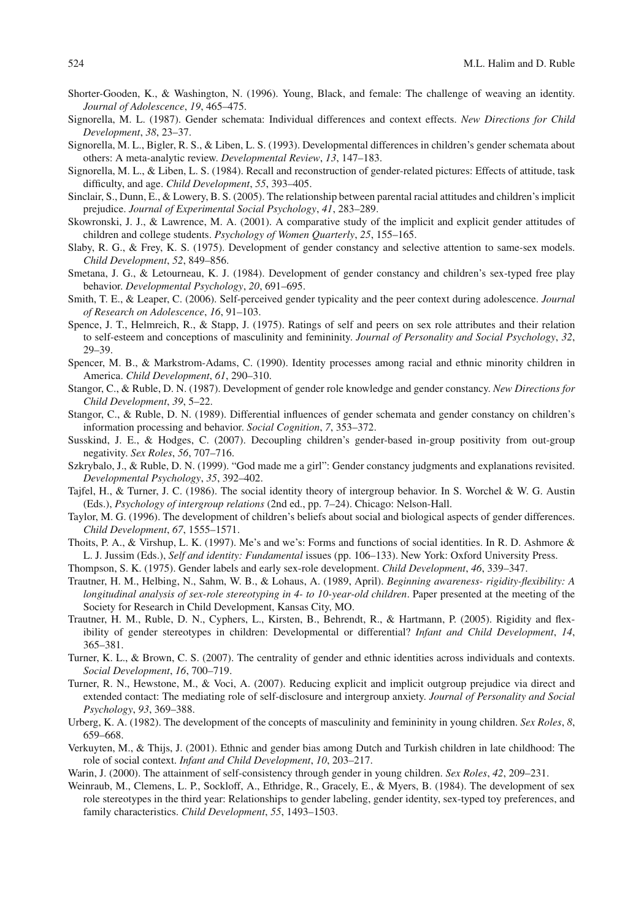Shorter-Gooden, K., & Washington, N. (1996). Young, Black, and female: The challenge of weaving an identity. *Journal of Adolescence*, *19*, 465–475.

Signorella, M. L. (1987). Gender schemata: Individual differences and context effects. *New Directions for Child Development*, *38*, 23–37.

Signorella, M. L., Bigler, R. S., & Liben, L. S. (1993). Developmental differences in children's gender schemata about others: A meta-analytic review. *Developmental Review*, *13*, 147–183.

Signorella, M. L., & Liben, L. S. (1984). Recall and reconstruction of gender-related pictures: Effects of attitude, task difficulty, and age. *Child Development*, *55*, 393–405.

Sinclair, S., Dunn, E., & Lowery, B. S. (2005). The relationship between parental racial attitudes and children's implicit prejudice. *Journal of Experimental Social Psychology*, *41*, 283–289.

Skowronski, J. J., & Lawrence, M. A. (2001). A comparative study of the implicit and explicit gender attitudes of children and college students. *Psychology of Women Quarterly*, *25*, 155–165.

Slaby, R. G., & Frey, K. S. (1975). Development of gender constancy and selective attention to same-sex models. *Child Development*, *52*, 849–856.

Smetana, J. G., & Letourneau, K. J. (1984). Development of gender constancy and children's sex-typed free play behavior. *Developmental Psychology*, *20*, 691–695.

Smith, T. E., & Leaper, C. (2006). Self-perceived gender typicality and the peer context during adolescence. *Journal of Research on Adolescence*, *16*, 91–103.

Spence, J. T., Helmreich, R., & Stapp, J. (1975). Ratings of self and peers on sex role attributes and their relation to self-esteem and conceptions of masculinity and femininity. *Journal of Personality and Social Psychology*, *32*, 29–39.

Spencer, M. B., & Markstrom-Adams, C. (1990). Identity processes among racial and ethnic minority children in America. *Child Development*, *61*, 290–310.

Stangor, C., & Ruble, D. N. (1987). Development of gender role knowledge and gender constancy. *New Directions for Child Development*, *39*, 5–22.

Stangor, C., & Ruble, D. N. (1989). Differential influences of gender schemata and gender constancy on children's information processing and behavior. *Social Cognition*, *7*, 353–372.

Susskind, J. E., & Hodges, C. (2007). Decoupling children's gender-based in-group positivity from out-group negativity. *Sex Roles*, *56*, 707–716.

Szkrybalo, J., & Ruble, D. N. (1999). "God made me a girl": Gender constancy judgments and explanations revisited. *Developmental Psychology*, *35*, 392–402.

Tajfel, H., & Turner, J. C. (1986). The social identity theory of intergroup behavior. In S. Worchel & W. G. Austin (Eds.), *Psychology of intergroup relations* (2nd ed., pp. 7–24). Chicago: Nelson-Hall.

Taylor, M. G. (1996). The development of children's beliefs about social and biological aspects of gender differences. *Child Development*, *67*, 1555–1571.

Thoits, P. A., & Virshup, L. K. (1997). Me's and we's: Forms and functions of social identities. In R. D. Ashmore & L. J. Jussim (Eds.), *Self and identity: Fundamental* issues (pp. 106–133). New York: Oxford University Press.

Thompson, S. K. (1975). Gender labels and early sex-role development. *Child Development*, *46*, 339–347.

Trautner, H. M., Helbing, N., Sahm, W. B., & Lohaus, A. (1989, April). *Beginning awareness- rigidity-flexibility: A longitudinal analysis of sex-role stereotyping in 4- to 10-year-old children*. Paper presented at the meeting of the Society for Research in Child Development, Kansas City, MO.

Trautner, H. M., Ruble, D. N., Cyphers, L., Kirsten, B., Behrendt, R., & Hartmann, P. (2005). Rigidity and flexibility of gender stereotypes in children: Developmental or differential? *Infant and Child Development*, *14*, 365–381.

Turner, K. L., & Brown, C. S. (2007). The centrality of gender and ethnic identities across individuals and contexts. *Social Development*, *16*, 700–719.

Turner, R. N., Hewstone, M., & Voci, A. (2007). Reducing explicit and implicit outgroup prejudice via direct and extended contact: The mediating role of self-disclosure and intergroup anxiety. *Journal of Personality and Social Psychology*, *93*, 369–388.

Urberg, K. A. (1982). The development of the concepts of masculinity and femininity in young children. *Sex Roles*, *8*, 659–668.

Verkuyten, M., & Thijs, J. (2001). Ethnic and gender bias among Dutch and Turkish children in late childhood: The role of social context. *Infant and Child Development*, *10*, 203–217.

Warin, J. (2000). The attainment of self-consistency through gender in young children. *Sex Roles*, *42*, 209–231.

Weinraub, M., Clemens, L. P., Sockloff, A., Ethridge, R., Gracely, E., & Myers, B. (1984). The development of sex role stereotypes in the third year: Relationships to gender labeling, gender identity, sex-typed toy preferences, and family characteristics. *Child Development*, *55*, 1493–1503.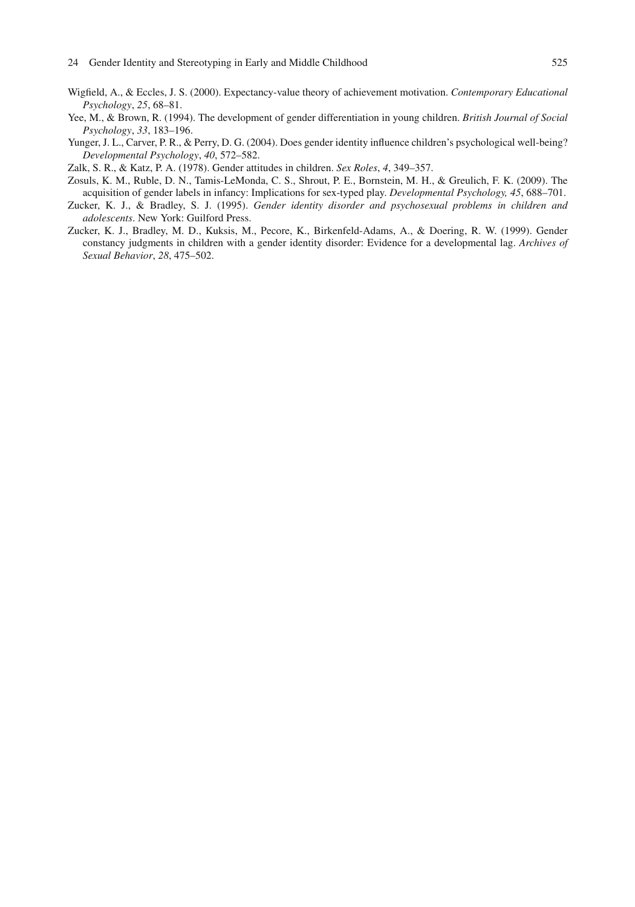Wigfield, A., & Eccles, J. S. (2000). Expectancy-value theory of achievement motivation. *Contemporary Educational Psychology*, *25*, 68–81.

Yee, M., & Brown, R. (1994). The development of gender differentiation in young children. *British Journal of Social Psychology*, *33*, 183–196.

Yunger, J. L., Carver, P. R., & Perry, D. G. (2004). Does gender identity influence children's psychological well-being? *Developmental Psychology*, *40*, 572–582.

Zalk, S. R., & Katz, P. A. (1978). Gender attitudes in children. *Sex Roles*, *4*, 349–357.

Zosuls, K. M., Ruble, D. N., Tamis-LeMonda, C. S., Shrout, P. E., Bornstein, M. H., & Greulich, F. K. (2009). The acquisition of gender labels in infancy: Implications for sex-typed play. *Developmental Psychology, 45*, 688–701.

Zucker, K. J., & Bradley, S. J. (1995). *Gender identity disorder and psychosexual problems in children and adolescents*. New York: Guilford Press.

Zucker, K. J., Bradley, M. D., Kuksis, M., Pecore, K., Birkenfeld-Adams, A., & Doering, R. W. (1999). Gender constancy judgments in children with a gender identity disorder: Evidence for a developmental lag. *Archives of Sexual Behavior*, *28*, 475–502.